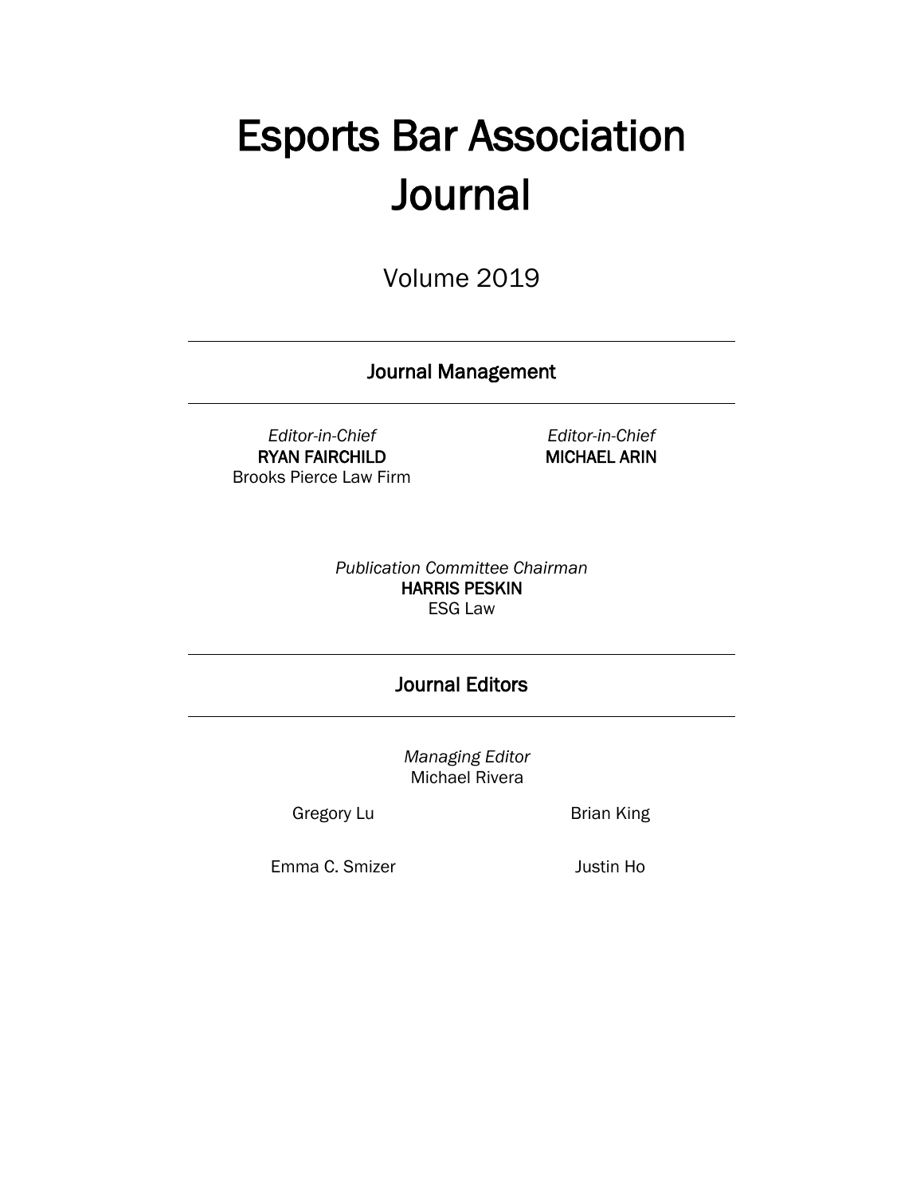# Esports Bar Association Journal

Volume 2019

## Journal Management

*Editor-in-Chief*
**RYAN FAIRCHILD**
Brooks Pierce Law Firm

*Editor-in-Chief*
**MICHAEL ARIN**

*Publication Committee Chairman*
**HARRIS PESKIN**
ESG Law

## Journal Editors

*Managing Editor*
Michael Rivera

Gregory Lu

Brian King

Emma C. Smizer

Justin Ho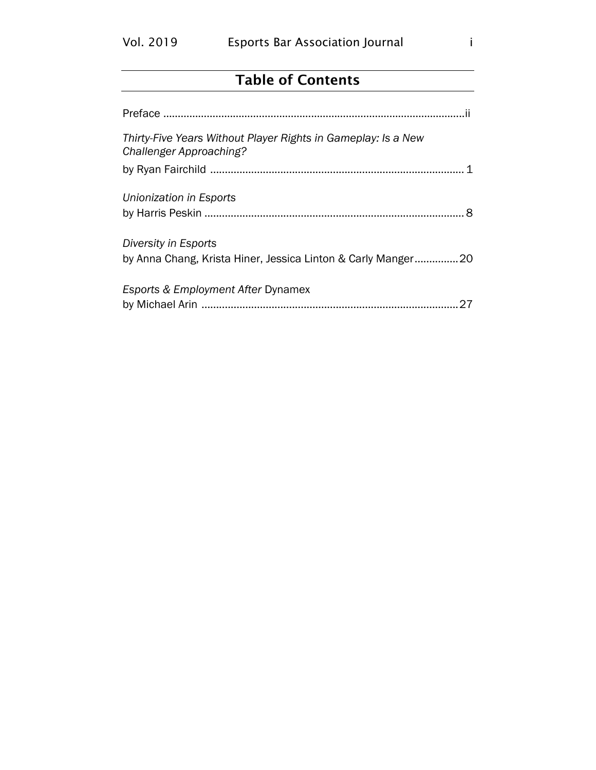# Table of Contents

Preface ........................................................................................................ii

*Thirty-Five Years Without Player Rights in Gameplay: Is a New Challenger Approaching?*
by Ryan Fairchild ........................................................................................ 1

*Unionization in Esports*
by Harris Peskin ......................................................................................... 8

*Diversity in Esports*
by Anna Chang, Krista Hiner, Jessica Linton & Carly Manger...............20

*Esports & Employment After* Dynamex
by Michael Arin .........................................................................................27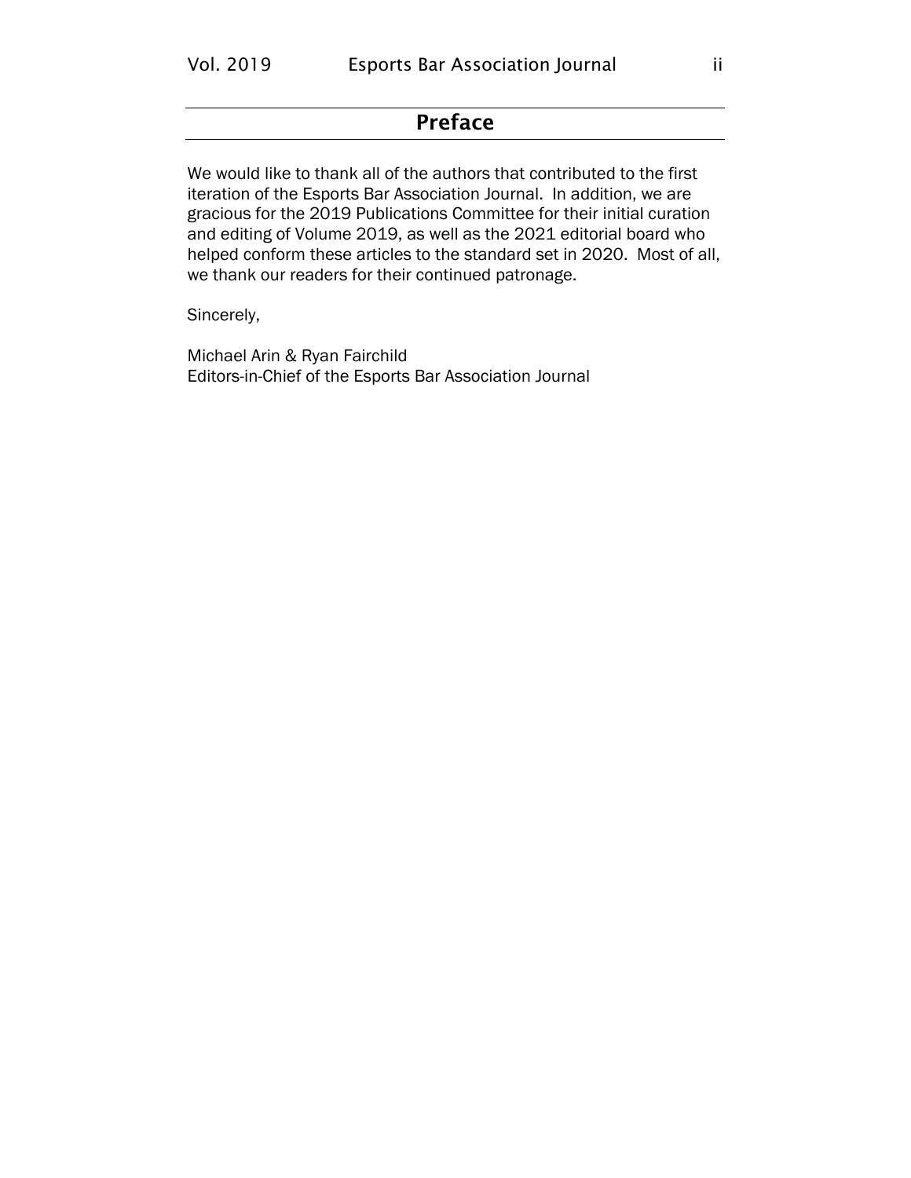# Preface

We would like to thank all of the authors that contributed to the first iteration of the Esports Bar Association Journal. In addition, we are gracious for the 2019 Publications Committee for their initial curation and editing of Volume 2019, as well as the 2021 editorial board who helped conform these articles to the standard set in 2020. Most of all, we thank our readers for their continued patronage.

Sincerely,

Michael Arin & Ryan Fairchild
Editors-in-Chief of the Esports Bar Association Journal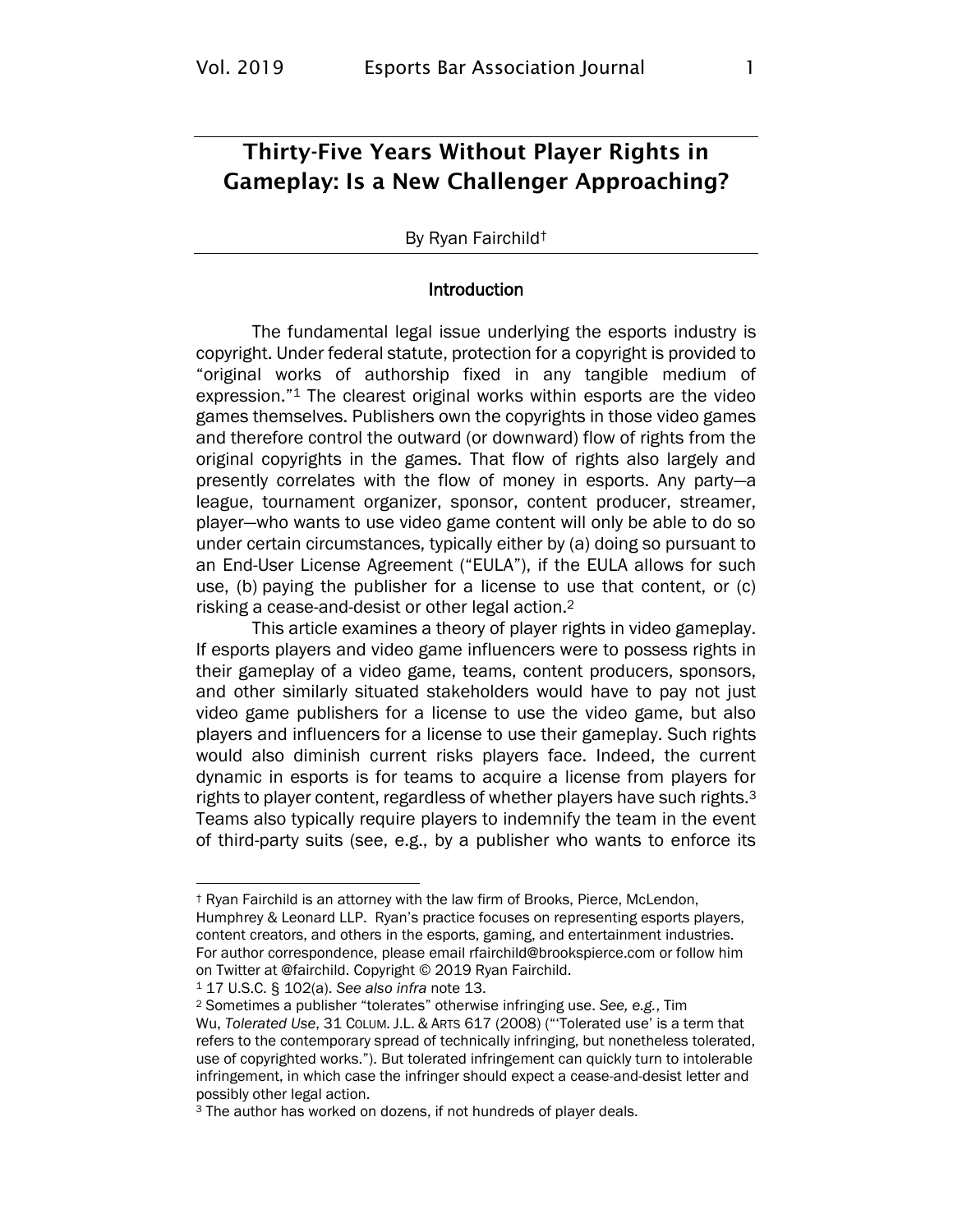# Thirty-Five Years Without Player Rights in Gameplay: Is a New Challenger Approaching?

By Ryan Fairchild†

## Introduction

The fundamental legal issue underlying the esports industry is copyright. Under federal statute, protection for a copyright is provided to "original works of authorship fixed in any tangible medium of expression."[1] The clearest original works within esports are the video games themselves. Publishers own the copyrights in those video games and therefore control the outward (or downward) flow of rights from the original copyrights in the games. That flow of rights also largely and presently correlates with the flow of money in esports. Any party—a league, tournament organizer, sponsor, content producer, streamer, player—who wants to use video game content will only be able to do so under certain circumstances, typically either by (a) doing so pursuant to an End-User License Agreement ("EULA"), if the EULA allows for such use, (b) paying the publisher for a license to use that content, or (c) risking a cease-and-desist or other legal action.[2]

This article examines a theory of player rights in video gameplay. If esports players and video game influencers were to possess rights in their gameplay of a video game, teams, content producers, sponsors, and other similarly situated stakeholders would have to pay not just video game publishers for a license to use the video game, but also players and influencers for a license to use their gameplay. Such rights would also diminish current risks players face. Indeed, the current dynamic in esports is for teams to acquire a license from players for rights to player content, regardless of whether players have such rights.[3] Teams also typically require players to indemnify the team in the event of third-party suits (see, e.g., by a publisher who wants to enforce its

---

† Ryan Fairchild is an attorney with the law firm of Brooks, Pierce, McLendon, Humphrey & Leonard LLP. Ryan's practice focuses on representing esports players, content creators, and others in the esports, gaming, and entertainment industries. For author correspondence, please email rfairchild@brookspierce.com or follow him on Twitter at @fairchild. Copyright © 2019 Ryan Fairchild.

[1] 17 U.S.C. § 102(a). *See also infra* note 13.

[2] Sometimes a publisher "tolerates" otherwise infringing use. *See, e.g.*, Tim Wu, *Tolerated Use*, 31 COLUM. J.L. & ARTS 617 (2008) ("'Tolerated use' is a term that refers to the contemporary spread of technically infringing, but nonetheless tolerated, use of copyrighted works."). But tolerated infringement can quickly turn to intolerable infringement, in which case the infringer should expect a cease-and-desist letter and possibly other legal action.

[3] The author has worked on dozens, if not hundreds of player deals.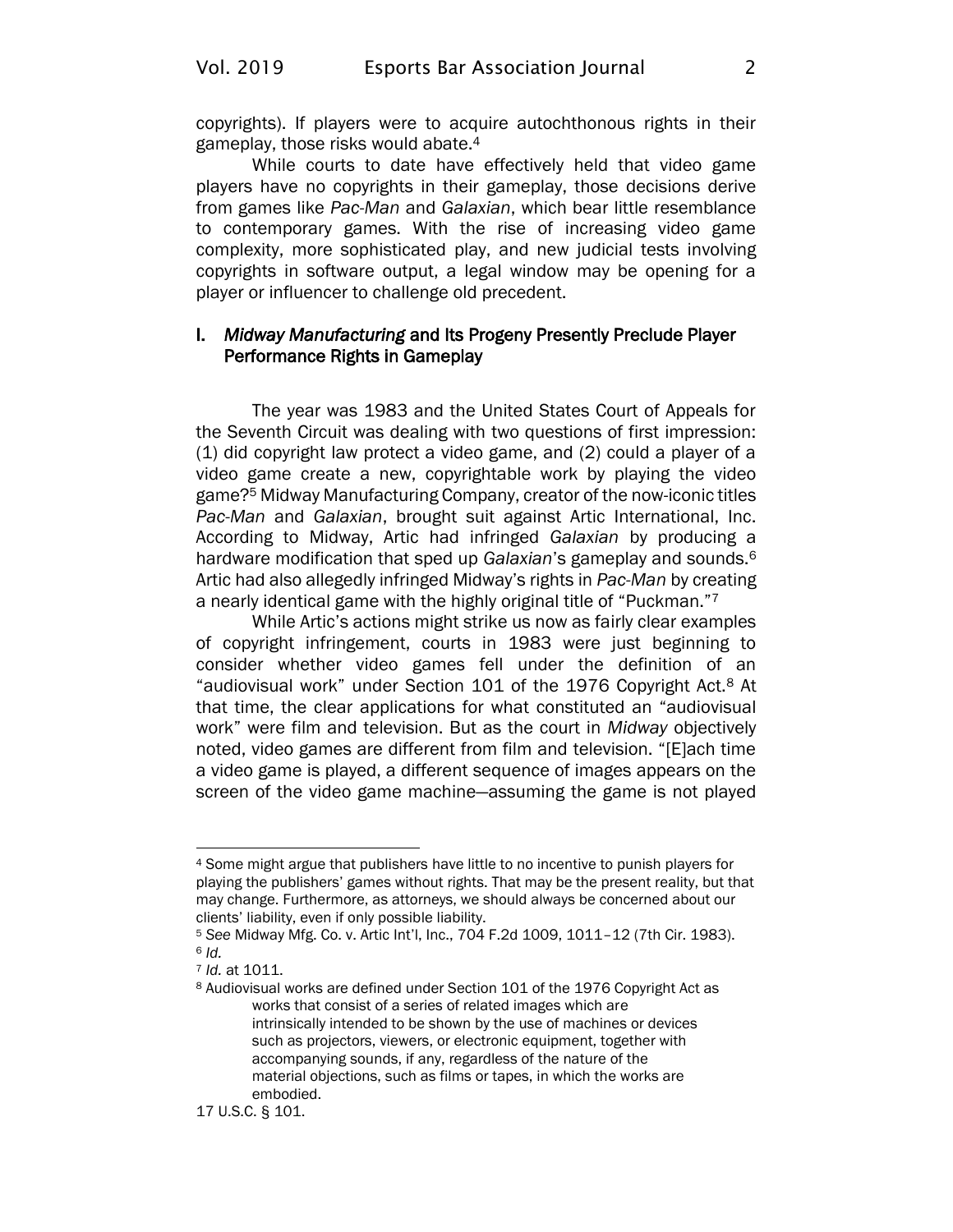copyrights). If players were to acquire autochthonous rights in their gameplay, those risks would abate.[4]

While courts to date have effectively held that video game players have no copyrights in their gameplay, those decisions derive from games like *Pac-Man* and *Galaxian*, which bear little resemblance to contemporary games. With the rise of increasing video game complexity, more sophisticated play, and new judicial tests involving copyrights in software output, a legal window may be opening for a player or influencer to challenge old precedent.

## I. *Midway Manufacturing* and Its Progeny Presently Preclude Player Performance Rights in Gameplay

The year was 1983 and the United States Court of Appeals for the Seventh Circuit was dealing with two questions of first impression: (1) did copyright law protect a video game, and (2) could a player of a video game create a new, copyrightable work by playing the video game?[5] Midway Manufacturing Company, creator of the now-iconic titles *Pac-Man* and *Galaxian*, brought suit against Artic International, Inc. According to Midway, Artic had infringed *Galaxian* by producing a hardware modification that sped up *Galaxian*'s gameplay and sounds.[6] Artic had also allegedly infringed Midway's rights in *Pac-Man* by creating a nearly identical game with the highly original title of "Puckman."[7]

While Artic's actions might strike us now as fairly clear examples of copyright infringement, courts in 1983 were just beginning to consider whether video games fell under the definition of an "audiovisual work" under Section 101 of the 1976 Copyright Act.[8] At that time, the clear applications for what constituted an "audiovisual work" were film and television. But as the court in *Midway* objectively noted, video games are different from film and television. "[E]ach time a video game is played, a different sequence of images appears on the screen of the video game machine—assuming the game is not played

---

[4] Some might argue that publishers have little to no incentive to punish players for playing the publishers' games without rights. That may be the present reality, but that may change. Furthermore, as attorneys, we should always be concerned about our clients' liability, even if only possible liability.

[5] *See* Midway Mfg. Co. v. Artic Int'l, Inc., 704 F.2d 1009, 1011–12 (7th Cir. 1983).

[6] *Id.*

[7] *Id.* at 1011.

[8] Audiovisual works are defined under Section 101 of the 1976 Copyright Act as

> works that consist of a series of related images which are intrinsically intended to be shown by the use of machines or devices such as projectors, viewers, or electronic equipment, together with accompanying sounds, if any, regardless of the nature of the material objections, such as films or tapes, in which the works are embodied.

17 U.S.C. § 101.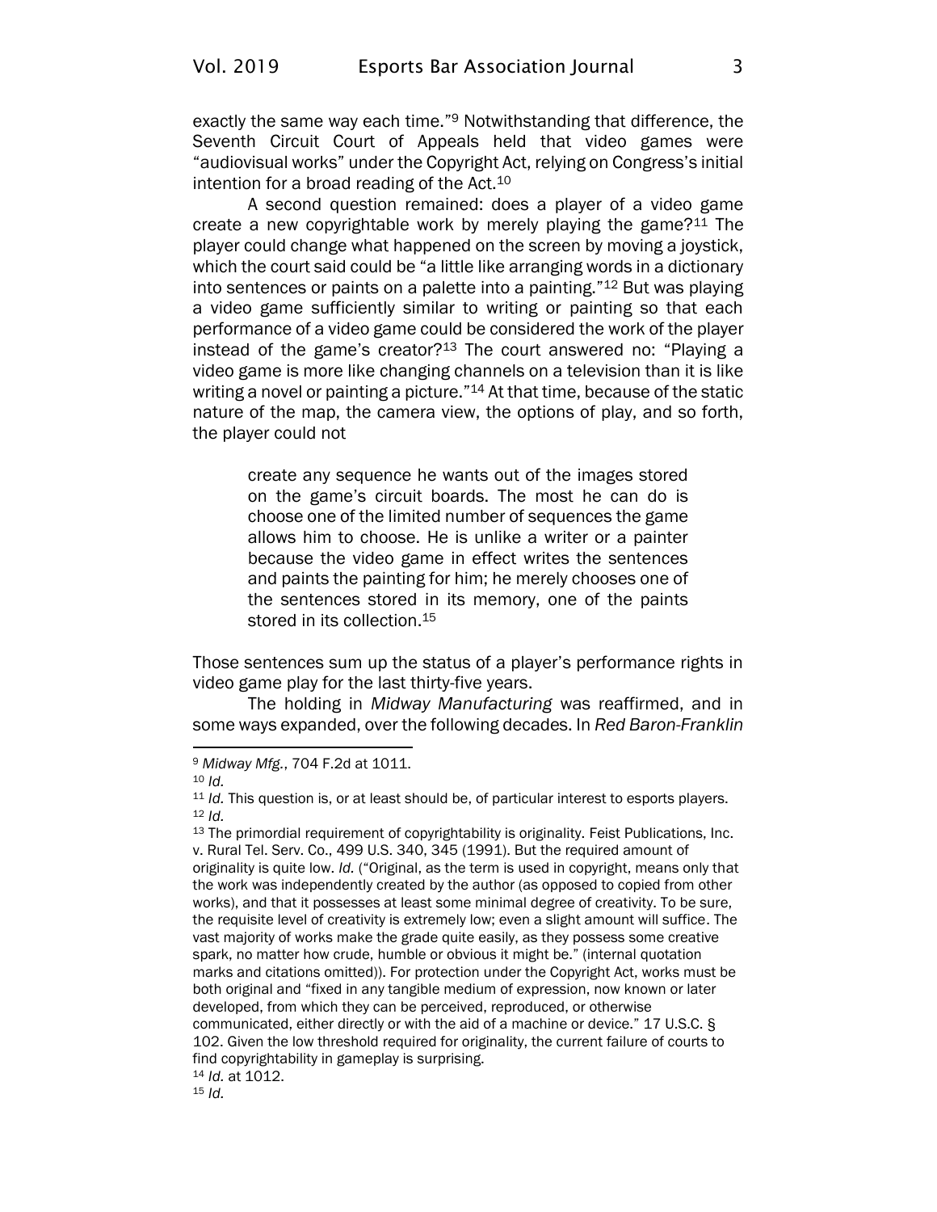exactly the same way each time."[9] Notwithstanding that difference, the Seventh Circuit Court of Appeals held that video games were "audiovisual works" under the Copyright Act, relying on Congress's initial intention for a broad reading of the Act.[10]

A second question remained: does a player of a video game create a new copyrightable work by merely playing the game?[11] The player could change what happened on the screen by moving a joystick, which the court said could be "a little like arranging words in a dictionary into sentences or paints on a palette into a painting."[12] But was playing a video game sufficiently similar to writing or painting so that each performance of a video game could be considered the work of the player instead of the game's creator?[13] The court answered no: "Playing a video game is more like changing channels on a television than it is like writing a novel or painting a picture."[14] At that time, because of the static nature of the map, the camera view, the options of play, and so forth, the player could not

> create any sequence he wants out of the images stored on the game's circuit boards. The most he can do is choose one of the limited number of sequences the game allows him to choose. He is unlike a writer or a painter because the video game in effect writes the sentences and paints the painting for him; he merely chooses one of the sentences stored in its memory, one of the paints stored in its collection.[15]

Those sentences sum up the status of a player's performance rights in video game play for the last thirty-five years.

The holding in *Midway Manufacturing* was reaffirmed, and in some ways expanded, over the following decades. In *Red Baron-Franklin*

---

[9] *Midway Mfg.*, 704 F.2d at 1011.

[10] *Id.*

[11] *Id.* This question is, or at least should be, of particular interest to esports players.

[12] *Id.*

[13] The primordial requirement of copyrightability is originality. Feist Publications, Inc. v. Rural Tel. Serv. Co., 499 U.S. 340, 345 (1991). But the required amount of originality is quite low. *Id.* ("Original, as the term is used in copyright, means only that the work was independently created by the author (as opposed to copied from other works), and that it possesses at least some minimal degree of creativity. To be sure, the requisite level of creativity is extremely low; even a slight amount will suffice. The vast majority of works make the grade quite easily, as they possess some creative spark, no matter how crude, humble or obvious it might be." (internal quotation marks and citations omitted)). For protection under the Copyright Act, works must be both original and "fixed in any tangible medium of expression, now known or later developed, from which they can be perceived, reproduced, or otherwise communicated, either directly or with the aid of a machine or device." 17 U.S.C. § 102. Given the low threshold required for originality, the current failure of courts to find copyrightability in gameplay is surprising.

[14] *Id.* at 1012.

[15] *Id.*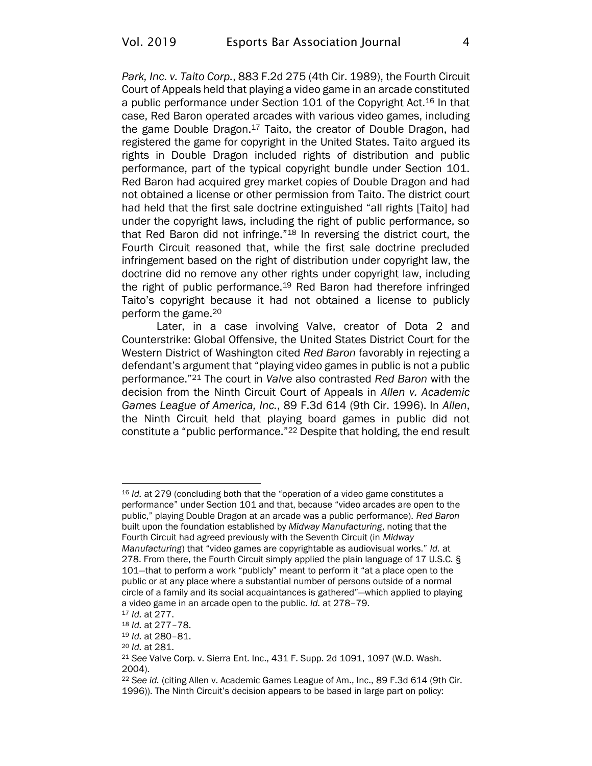*Park, Inc. v. Taito Corp.*, 883 F.2d 275 (4th Cir. 1989), the Fourth Circuit Court of Appeals held that playing a video game in an arcade constituted a public performance under Section 101 of the Copyright Act.[16] In that case, Red Baron operated arcades with various video games, including the game Double Dragon.[17] Taito, the creator of Double Dragon, had registered the game for copyright in the United States. Taito argued its rights in Double Dragon included rights of distribution and public performance, part of the typical copyright bundle under Section 101. Red Baron had acquired grey market copies of Double Dragon and had not obtained a license or other permission from Taito. The district court had held that the first sale doctrine extinguished "all rights [Taito] had under the copyright laws, including the right of public performance, so that Red Baron did not infringe."[18] In reversing the district court, the Fourth Circuit reasoned that, while the first sale doctrine precluded infringement based on the right of distribution under copyright law, the doctrine did no remove any other rights under copyright law, including the right of public performance.[19] Red Baron had therefore infringed Taito's copyright because it had not obtained a license to publicly perform the game.[20]

Later, in a case involving Valve, creator of Dota 2 and Counterstrike: Global Offensive, the United States District Court for the Western District of Washington cited *Red Baron* favorably in rejecting a defendant's argument that "playing video games in public is not a public performance."[21] The court in *Valve* also contrasted *Red Baron* with the decision from the Ninth Circuit Court of Appeals in *Allen v. Academic Games League of America, Inc.*, 89 F.3d 614 (9th Cir. 1996). In *Allen*, the Ninth Circuit held that playing board games in public did not constitute a "public performance."[22] Despite that holding, the end result

---

[16] *Id.* at 279 (concluding both that the "operation of a video game constitutes a performance" under Section 101 and that, because "video arcades are open to the public," playing Double Dragon at an arcade was a public performance). *Red Baron* built upon the foundation established by *Midway Manufacturing*, noting that the Fourth Circuit had agreed previously with the Seventh Circuit (in *Midway Manufacturing*) that "video games are copyrightable as audiovisual works." *Id.* at 278. From there, the Fourth Circuit simply applied the plain language of 17 U.S.C. § 101—that to perform a work "publicly" meant to perform it "at a place open to the public or at any place where a substantial number of persons outside of a normal circle of a family and its social acquaintances is gathered"—which applied to playing a video game in an arcade open to the public. *Id.* at 278–79.

[17] *Id.* at 277.

[18] *Id.* at 277–78.

[19] *Id.* at 280–81.

[20] *Id.* at 281.

[21] *See* Valve Corp. v. Sierra Ent. Inc., 431 F. Supp. 2d 1091, 1097 (W.D. Wash. 2004).

[22] *See id.* (citing Allen v. Academic Games League of Am., Inc., 89 F.3d 614 (9th Cir. 1996)). The Ninth Circuit's decision appears to be based in large part on policy: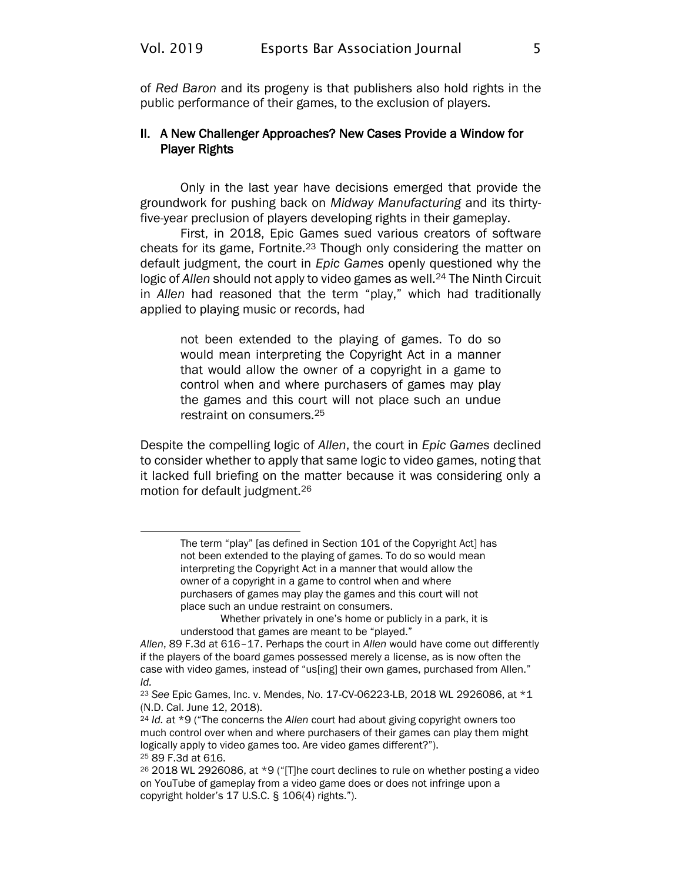of *Red Baron* and its progeny is that publishers also hold rights in the public performance of their games, to the exclusion of players.

## II. A New Challenger Approaches? New Cases Provide a Window for Player Rights

Only in the last year have decisions emerged that provide the groundwork for pushing back on *Midway Manufacturing* and its thirty-five-year preclusion of players developing rights in their gameplay.

First, in 2018, Epic Games sued various creators of software cheats for its game, Fortnite.[23] Though only considering the matter on default judgment, the court in *Epic Games* openly questioned why the logic of *Allen* should not apply to video games as well.[24] The Ninth Circuit in *Allen* had reasoned that the term "play," which had traditionally applied to playing music or records, had

> not been extended to the playing of games. To do so would mean interpreting the Copyright Act in a manner that would allow the owner of a copyright in a game to control when and where purchasers of games may play the games and this court will not place such an undue restraint on consumers.[25]

Despite the compelling logic of *Allen*, the court in *Epic Games* declined to consider whether to apply that same logic to video games, noting that it lacked full briefing on the matter because it was considering only a motion for default judgment.[26]

---

> The term "play" [as defined in Section 101 of the Copyright Act] has not been extended to the playing of games. To do so would mean interpreting the Copyright Act in a manner that would allow the owner of a copyright in a game to control when and where purchasers of games may play the games and this court will not place such an undue restraint on consumers.
>
> Whether privately in one's home or publicly in a park, it is understood that games are meant to be "played."

*Allen*, 89 F.3d at 616–17. Perhaps the court in *Allen* would have come out differently if the players of the board games possessed merely a license, as is now often the case with video games, instead of "us[ing] their own games, purchased from Allen." *Id.*

[23] *See* Epic Games, Inc. v. Mendes, No. 17-CV-06223-LB, 2018 WL 2926086, at *1 (N.D. Cal. June 12, 2018).

[24] *Id.* at *9 ("The concerns the *Allen* court had about giving copyright owners too much control over when and where purchasers of their games can play them might logically apply to video games too. Are video games different?").

[25] 89 F.3d at 616.

[26] 2018 WL 2926086, at *9 ("[T]he court declines to rule on whether posting a video on YouTube of gameplay from a video game does or does not infringe upon a copyright holder's 17 U.S.C. § 106(4) rights.").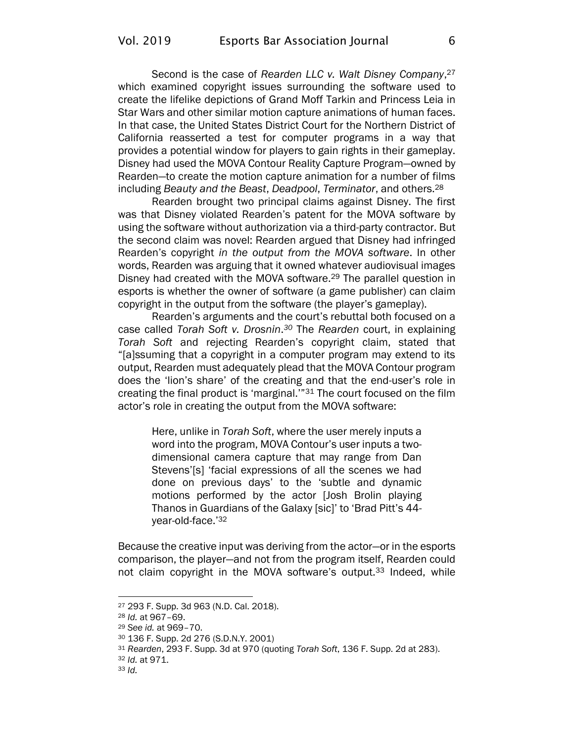Second is the case of *Rearden LLC v. Walt Disney Company*,[27] which examined copyright issues surrounding the software used to create the lifelike depictions of Grand Moff Tarkin and Princess Leia in Star Wars and other similar motion capture animations of human faces. In that case, the United States District Court for the Northern District of California reasserted a test for computer programs in a way that provides a potential window for players to gain rights in their gameplay. Disney had used the MOVA Contour Reality Capture Program—owned by Rearden—to create the motion capture animation for a number of films including *Beauty and the Beast*, *Deadpool*, *Terminator*, and others.[28]

Rearden brought two principal claims against Disney. The first was that Disney violated Rearden's patent for the MOVA software by using the software without authorization via a third-party contractor. But the second claim was novel: Rearden argued that Disney had infringed Rearden's copyright *in the output from the MOVA software*. In other words, Rearden was arguing that it owned whatever audiovisual images Disney had created with the MOVA software.[29] The parallel question in esports is whether the owner of software (a game publisher) can claim copyright in the output from the software (the player's gameplay).

Rearden's arguments and the court's rebuttal both focused on a case called *Torah Soft v. Drosnin*.[30] The *Rearden* court, in explaining *Torah Soft* and rejecting Rearden's copyright claim, stated that "[a]ssuming that a copyright in a computer program may extend to its output, Rearden must adequately plead that the MOVA Contour program does the 'lion's share' of the creating and that the end-user's role in creating the final product is 'marginal.'"[31] The court focused on the film actor's role in creating the output from the MOVA software:

> Here, unlike in *Torah Soft*, where the user merely inputs a word into the program, MOVA Contour's user inputs a two-dimensional camera capture that may range from Dan Stevens'[s] 'facial expressions of all the scenes we had done on previous days' to the 'subtle and dynamic motions performed by the actor [Josh Brolin playing Thanos in Guardians of the Galaxy [sic]' to 'Brad Pitt's 44-year-old-face.'[32]

Because the creative input was deriving from the actor—or in the esports comparison, the player—and not from the program itself, Rearden could not claim copyright in the MOVA software's output.[33] Indeed, while

---

[27] 293 F. Supp. 3d 963 (N.D. Cal. 2018).

[28] *Id.* at 967–69.

[29] *See id.* at 969–70.

[30] 136 F. Supp. 2d 276 (S.D.N.Y. 2001)

[31] *Rearden*, 293 F. Supp. 3d at 970 (quoting *Torah Soft*, 136 F. Supp. 2d at 283).

[32] *Id.* at 971.

[33] *Id.*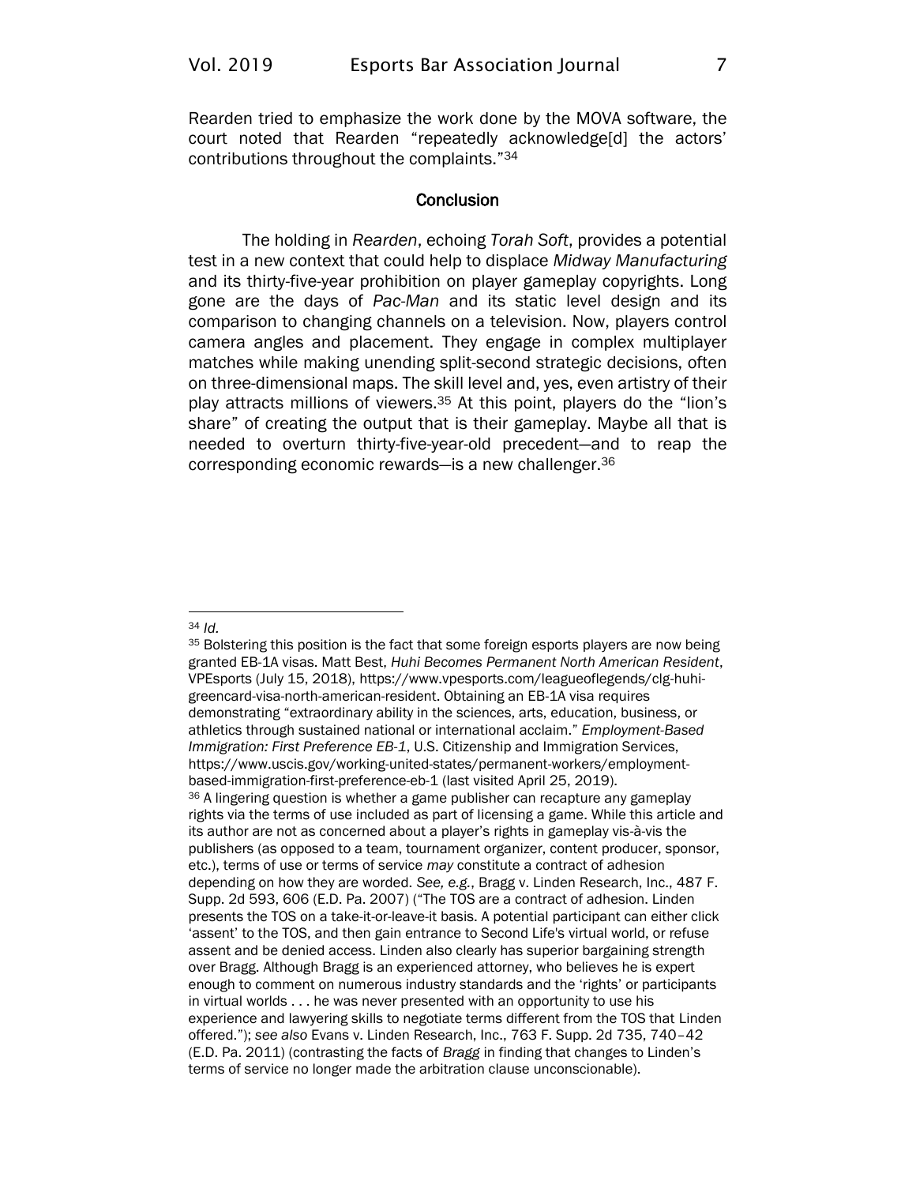Rearden tried to emphasize the work done by the MOVA software, the court noted that Rearden "repeatedly acknowledge[d] the actors' contributions throughout the complaints."[34]

## Conclusion

The holding in *Rearden*, echoing *Torah Soft*, provides a potential test in a new context that could help to displace *Midway Manufacturing* and its thirty-five-year prohibition on player gameplay copyrights. Long gone are the days of *Pac-Man* and its static level design and its comparison to changing channels on a television. Now, players control camera angles and placement. They engage in complex multiplayer matches while making unending split-second strategic decisions, often on three-dimensional maps. The skill level and, yes, even artistry of their play attracts millions of viewers.[35] At this point, players do the "lion's share" of creating the output that is their gameplay. Maybe all that is needed to overturn thirty-five-year-old precedent—and to reap the corresponding economic rewards—is a new challenger.[36]

---

[34] *Id.*

[35] Bolstering this position is the fact that some foreign esports players are now being granted EB-1A visas. Matt Best, *Huhi Becomes Permanent North American Resident*, VPEsports (July 15, 2018), https://www.vpesports.com/leagueoflegends/clg-huhi-greencard-visa-north-american-resident. Obtaining an EB-1A visa requires demonstrating "extraordinary ability in the sciences, arts, education, business, or athletics through sustained national or international acclaim." *Employment-Based Immigration: First Preference EB-1*, U.S. Citizenship and Immigration Services, https://www.uscis.gov/working-united-states/permanent-workers/employment-based-immigration-first-preference-eb-1 (last visited April 25, 2019).

[36] A lingering question is whether a game publisher can recapture any gameplay rights via the terms of use included as part of licensing a game. While this article and its author are not as concerned about a player's rights in gameplay vis-à-vis the publishers (as opposed to a team, tournament organizer, content producer, sponsor, etc.), terms of use or terms of service *may* constitute a contract of adhesion depending on how they are worded. *See, e.g.*, Bragg v. Linden Research, Inc., 487 F. Supp. 2d 593, 606 (E.D. Pa. 2007) ("The TOS are a contract of adhesion. Linden presents the TOS on a take-it-or-leave-it basis. A potential participant can either click 'assent' to the TOS, and then gain entrance to Second Life's virtual world, or refuse assent and be denied access. Linden also clearly has superior bargaining strength over Bragg. Although Bragg is an experienced attorney, who believes he is expert enough to comment on numerous industry standards and the 'rights' or participants in virtual worlds . . . he was never presented with an opportunity to use his experience and lawyering skills to negotiate terms different from the TOS that Linden offered."); *see also* Evans v. Linden Research, Inc., 763 F. Supp. 2d 735, 740–42 (E.D. Pa. 2011) (contrasting the facts of *Bragg* in finding that changes to Linden's terms of service no longer made the arbitration clause unconscionable).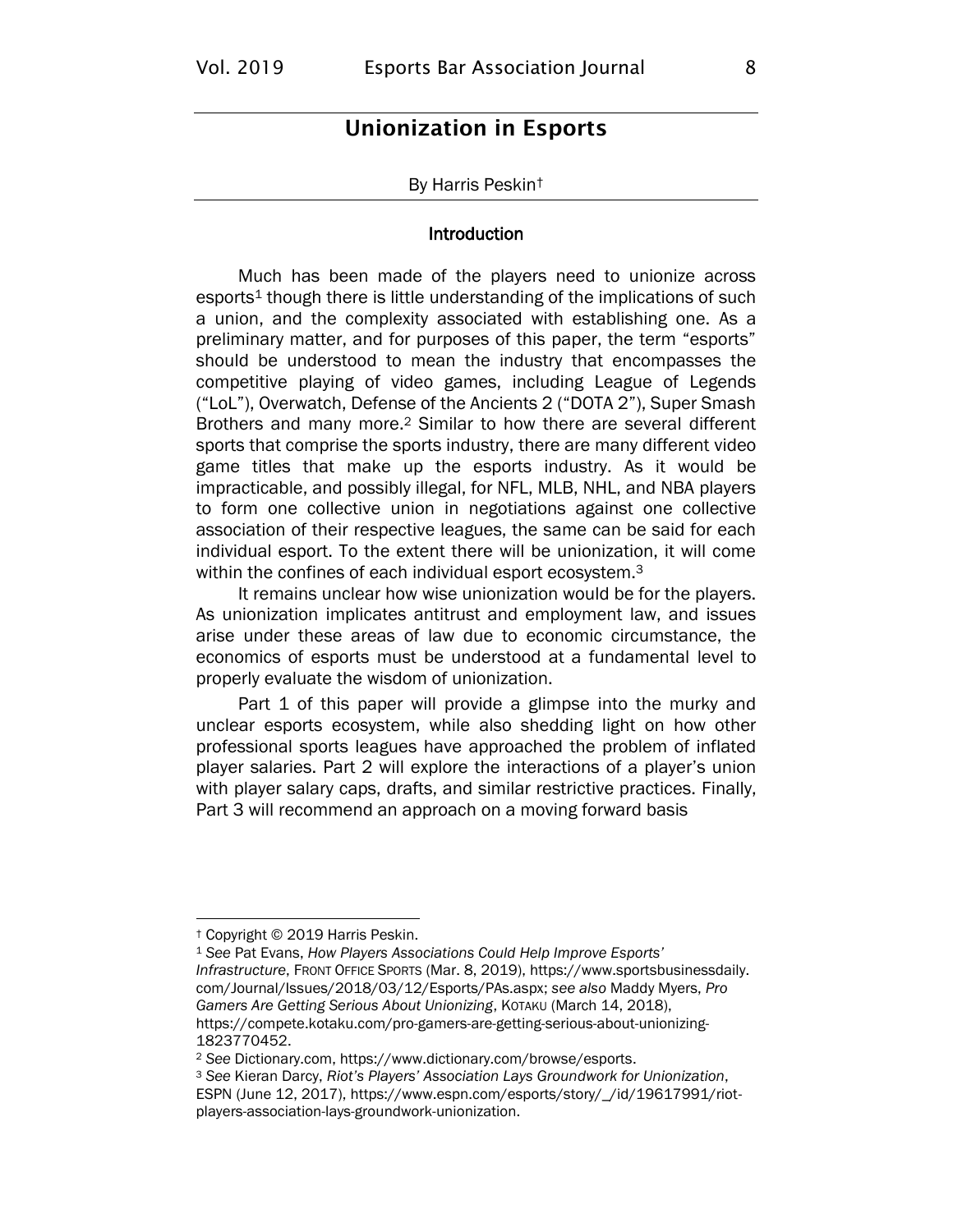# Unionization in Esports

By Harris Peskin[†]

## Introduction

Much has been made of the players need to unionize across esports[1] though there is little understanding of the implications of such a union, and the complexity associated with establishing one. As a preliminary matter, and for purposes of this paper, the term "esports" should be understood to mean the industry that encompasses the competitive playing of video games, including League of Legends ("LoL"), Overwatch, Defense of the Ancients 2 ("DOTA 2"), Super Smash Brothers and many more.[2] Similar to how there are several different sports that comprise the sports industry, there are many different video game titles that make up the esports industry. As it would be impracticable, and possibly illegal, for NFL, MLB, NHL, and NBA players to form one collective union in negotiations against one collective association of their respective leagues, the same can be said for each individual esport. To the extent there will be unionization, it will come within the confines of each individual esport ecosystem.[3]

It remains unclear how wise unionization would be for the players. As unionization implicates antitrust and employment law, and issues arise under these areas of law due to economic circumstance, the economics of esports must be understood at a fundamental level to properly evaluate the wisdom of unionization.

Part 1 of this paper will provide a glimpse into the murky and unclear esports ecosystem, while also shedding light on how other professional sports leagues have approached the problem of inflated player salaries. Part 2 will explore the interactions of a player's union with player salary caps, drafts, and similar restrictive practices. Finally, Part 3 will recommend an approach on a moving forward basis

---

[†] Copyright © 2019 Harris Peskin.

[1] *See* Pat Evans, *How Players Associations Could Help Improve Esports' Infrastructure*, FRONT OFFICE SPORTS (Mar. 8, 2019), https://www.sportsbusinessdaily.com/Journal/Issues/2018/03/12/Esports/PAs.aspx; *see also* Maddy Myers, *Pro Gamers Are Getting Serious About Unionizing*, KOTAKU (March 14, 2018), https://compete.kotaku.com/pro-gamers-are-getting-serious-about-unionizing-1823770452.

[2] *See* Dictionary.com, https://www.dictionary.com/browse/esports.

[3] *See* Kieran Darcy, *Riot's Players' Association Lays Groundwork for Unionization*, ESPN (June 12, 2017), https://www.espn.com/esports/story/_/id/19617991/riot-players-association-lays-groundwork-unionization.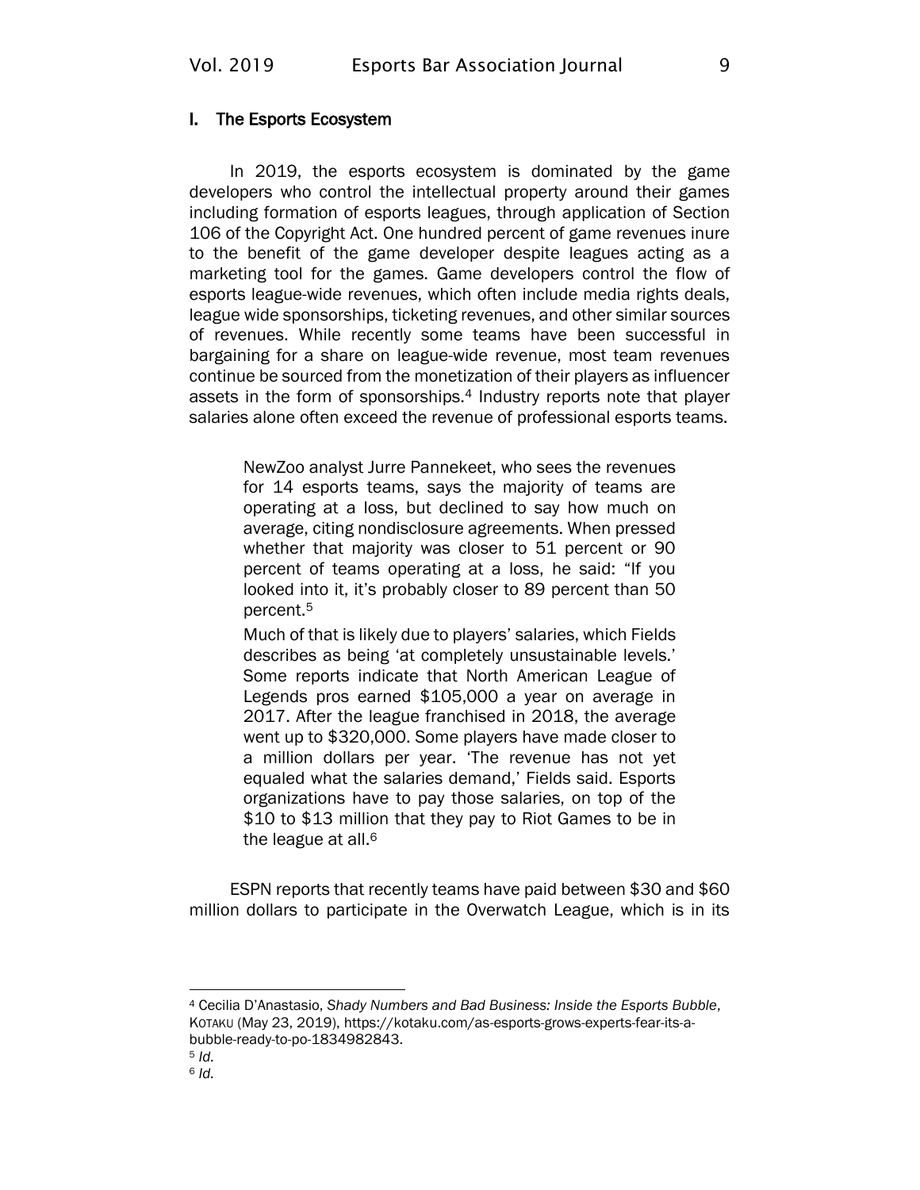## I. The Esports Ecosystem

In 2019, the esports ecosystem is dominated by the game developers who control the intellectual property around their games including formation of esports leagues, through application of Section 106 of the Copyright Act. One hundred percent of game revenues inure to the benefit of the game developer despite leagues acting as a marketing tool for the games. Game developers control the flow of esports league-wide revenues, which often include media rights deals, league wide sponsorships, ticketing revenues, and other similar sources of revenues. While recently some teams have been successful in bargaining for a share on league-wide revenue, most team revenues continue be sourced from the monetization of their players as influencer assets in the form of sponsorships.[4] Industry reports note that player salaries alone often exceed the revenue of professional esports teams.

> NewZoo analyst Jurre Pannekeet, who sees the revenues for 14 esports teams, says the majority of teams are operating at a loss, but declined to say how much on average, citing nondisclosure agreements. When pressed whether that majority was closer to 51 percent or 90 percent of teams operating at a loss, he said: "If you looked into it, it's probably closer to 89 percent than 50 percent.[5]
>
> Much of that is likely due to players' salaries, which Fields describes as being 'at completely unsustainable levels.' Some reports indicate that North American League of Legends pros earned $105,000 a year on average in 2017. After the league franchised in 2018, the average went up to $320,000. Some players have made closer to a million dollars per year. 'The revenue has not yet equaled what the salaries demand,' Fields said. Esports organizations have to pay those salaries, on top of the $10 to $13 million that they pay to Riot Games to be in the league at all.[6]

ESPN reports that recently teams have paid between $30 and $60 million dollars to participate in the Overwatch League, which is in its

---

[4] Cecilia D'Anastasio, *Shady Numbers and Bad Business: Inside the Esports Bubble*, KOTAKU (May 23, 2019), https://kotaku.com/as-esports-grows-experts-fear-its-a-bubble-ready-to-po-1834982843.

[5] *Id.*

[6] *Id.*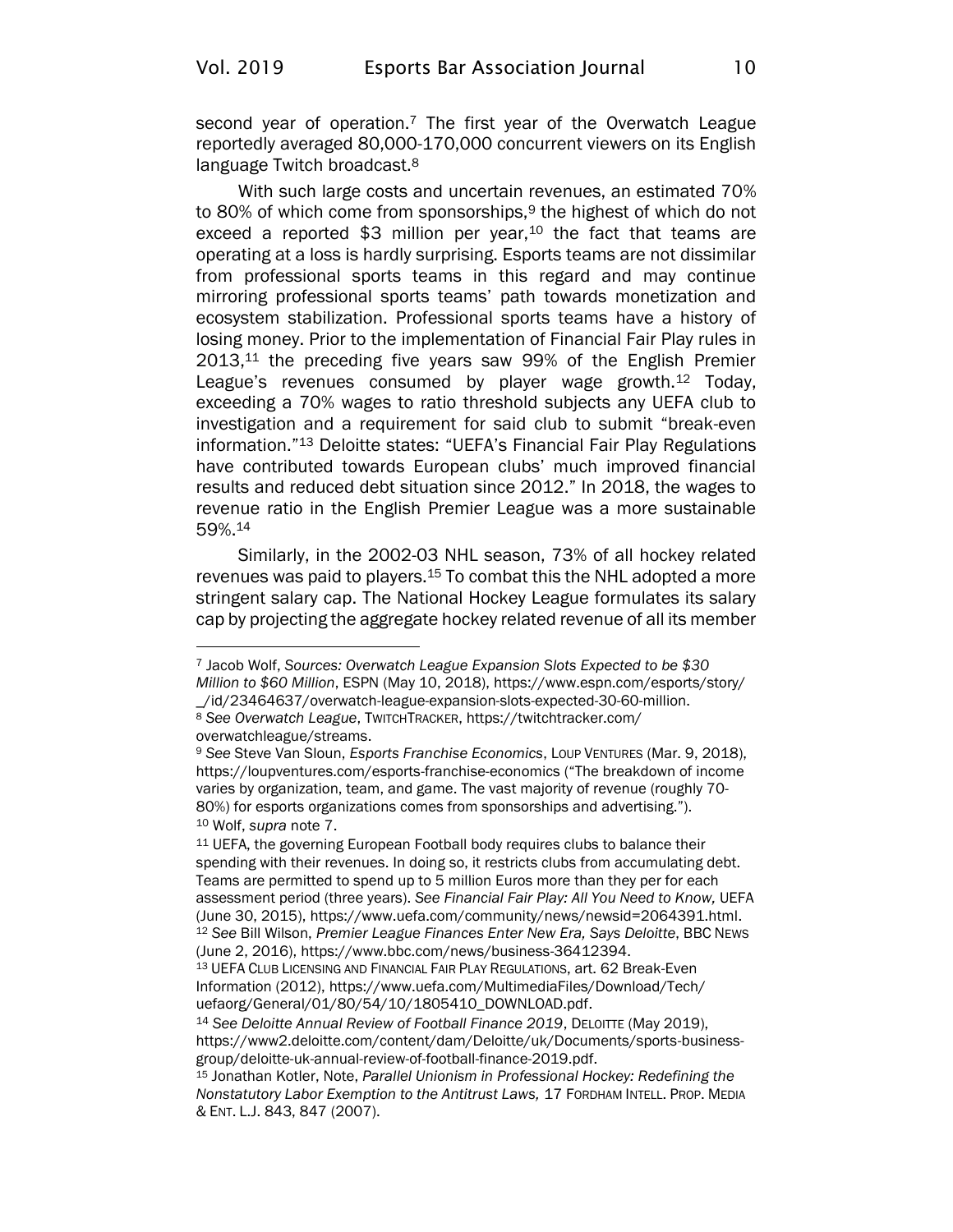second year of operation.[7] The first year of the Overwatch League reportedly averaged 80,000-170,000 concurrent viewers on its English language Twitch broadcast.[8]

With such large costs and uncertain revenues, an estimated 70% to 80% of which come from sponsorships,[9] the highest of which do not exceed a reported $3 million per year,[10] the fact that teams are operating at a loss is hardly surprising. Esports teams are not dissimilar from professional sports teams in this regard and may continue mirroring professional sports teams' path towards monetization and ecosystem stabilization. Professional sports teams have a history of losing money. Prior to the implementation of Financial Fair Play rules in 2013,[11] the preceding five years saw 99% of the English Premier League's revenues consumed by player wage growth.[12] Today, exceeding a 70% wages to ratio threshold subjects any UEFA club to investigation and a requirement for said club to submit "break-even information."[13] Deloitte states: "UEFA's Financial Fair Play Regulations have contributed towards European clubs' much improved financial results and reduced debt situation since 2012." In 2018, the wages to revenue ratio in the English Premier League was a more sustainable 59%.[14]

Similarly, in the 2002-03 NHL season, 73% of all hockey related revenues was paid to players.[15] To combat this the NHL adopted a more stringent salary cap. The National Hockey League formulates its salary cap by projecting the aggregate hockey related revenue of all its member

---

[7] Jacob Wolf, *Sources: Overwatch League Expansion Slots Expected to be $30 Million to $60 Million*, ESPN (May 10, 2018), https://www.espn.com/esports/story/_/id/23464637/overwatch-league-expansion-slots-expected-30-60-million.

[8] *See Overwatch League*, TWITCHTRACKER, https://twitchtracker.com/overwatchleague/streams.

[9] *See* Steve Van Sloun, *Esports Franchise Economics*, LOUP VENTURES (Mar. 9, 2018), https://loupventures.com/esports-franchise-economics ("The breakdown of income varies by organization, team, and game. The vast majority of revenue (roughly 70-80%) for esports organizations comes from sponsorships and advertising.").

[10] Wolf, *supra* note 7.

[11] UEFA, the governing European Football body requires clubs to balance their spending with their revenues. In doing so, it restricts clubs from accumulating debt. Teams are permitted to spend up to 5 million Euros more than they per for each assessment period (three years). *See Financial Fair Play: All You Need to Know,* UEFA (June 30, 2015), https://www.uefa.com/community/news/newsid=2064391.html.

[12] *See* Bill Wilson, *Premier League Finances Enter New Era, Says Deloitte*, BBC NEWS (June 2, 2016), https://www.bbc.com/news/business-36412394.

[13] UEFA CLUB LICENSING AND FINANCIAL FAIR PLAY REGULATIONS, art. 62 Break-Even Information (2012), https://www.uefa.com/MultimediaFiles/Download/Tech/uefaorg/General/01/80/54/10/1805410_DOWNLOAD.pdf.

[14] *See Deloitte Annual Review of Football Finance 2019*, DELOITTE (May 2019), https://www2.deloitte.com/content/dam/Deloitte/uk/Documents/sports-business-group/deloitte-uk-annual-review-of-football-finance-2019.pdf.

[15] Jonathan Kotler, Note, *Parallel Unionism in Professional Hockey: Redefining the Nonstatutory Labor Exemption to the Antitrust Laws,* 17 FORDHAM INTELL. PROP. MEDIA & ENT. L.J. 843, 847 (2007).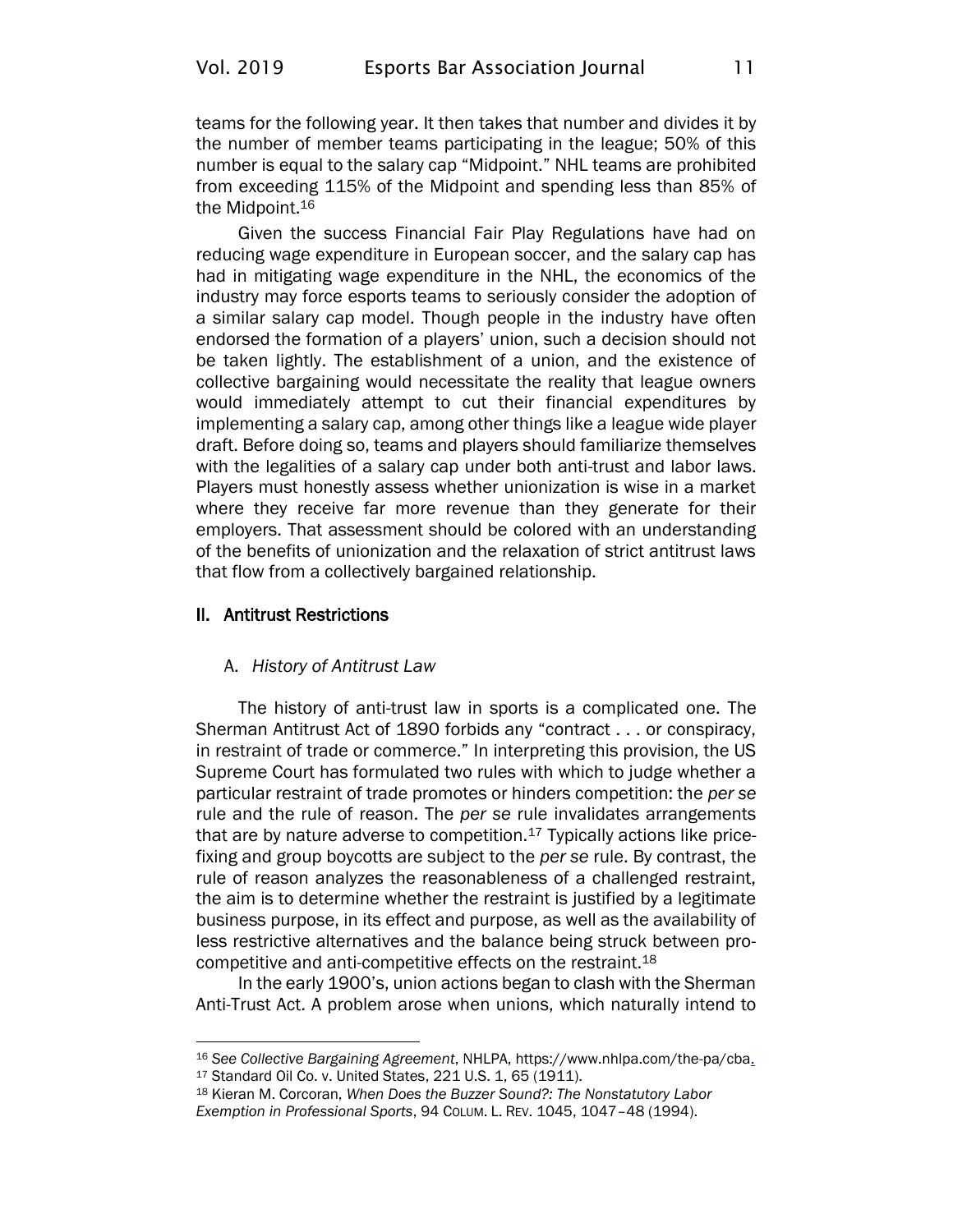teams for the following year. It then takes that number and divides it by the number of member teams participating in the league; 50% of this number is equal to the salary cap "Midpoint." NHL teams are prohibited from exceeding 115% of the Midpoint and spending less than 85% of the Midpoint.[16]

Given the success Financial Fair Play Regulations have had on reducing wage expenditure in European soccer, and the salary cap has had in mitigating wage expenditure in the NHL, the economics of the industry may force esports teams to seriously consider the adoption of a similar salary cap model. Though people in the industry have often endorsed the formation of a players' union, such a decision should not be taken lightly. The establishment of a union, and the existence of collective bargaining would necessitate the reality that league owners would immediately attempt to cut their financial expenditures by implementing a salary cap, among other things like a league wide player draft. Before doing so, teams and players should familiarize themselves with the legalities of a salary cap under both anti-trust and labor laws. Players must honestly assess whether unionization is wise in a market where they receive far more revenue than they generate for their employers. That assessment should be colored with an understanding of the benefits of unionization and the relaxation of strict antitrust laws that flow from a collectively bargained relationship.

## II. Antitrust Restrictions

### A. *History of Antitrust Law*

The history of anti-trust law in sports is a complicated one. The Sherman Antitrust Act of 1890 forbids any "contract . . . or conspiracy, in restraint of trade or commerce." In interpreting this provision, the US Supreme Court has formulated two rules with which to judge whether a particular restraint of trade promotes or hinders competition: the *per se* rule and the rule of reason. The *per se* rule invalidates arrangements that are by nature adverse to competition.[17] Typically actions like price-fixing and group boycotts are subject to the *per se* rule. By contrast, the rule of reason analyzes the reasonableness of a challenged restraint, the aim is to determine whether the restraint is justified by a legitimate business purpose, in its effect and purpose, as well as the availability of less restrictive alternatives and the balance being struck between pro-competitive and anti-competitive effects on the restraint.[18]

In the early 1900's, union actions began to clash with the Sherman Anti-Trust Act. A problem arose when unions, which naturally intend to

---

[16] *See Collective Bargaining Agreement*, NHLPA, https://www.nhlpa.com/the-pa/cba.

[17] Standard Oil Co. v. United States, 221 U.S. 1, 65 (1911).

[18] Kieran M. Corcoran, *When Does the Buzzer Sound?: The Nonstatutory Labor Exemption in Professional Sports*, 94 COLUM. L. REV. 1045, 1047–48 (1994).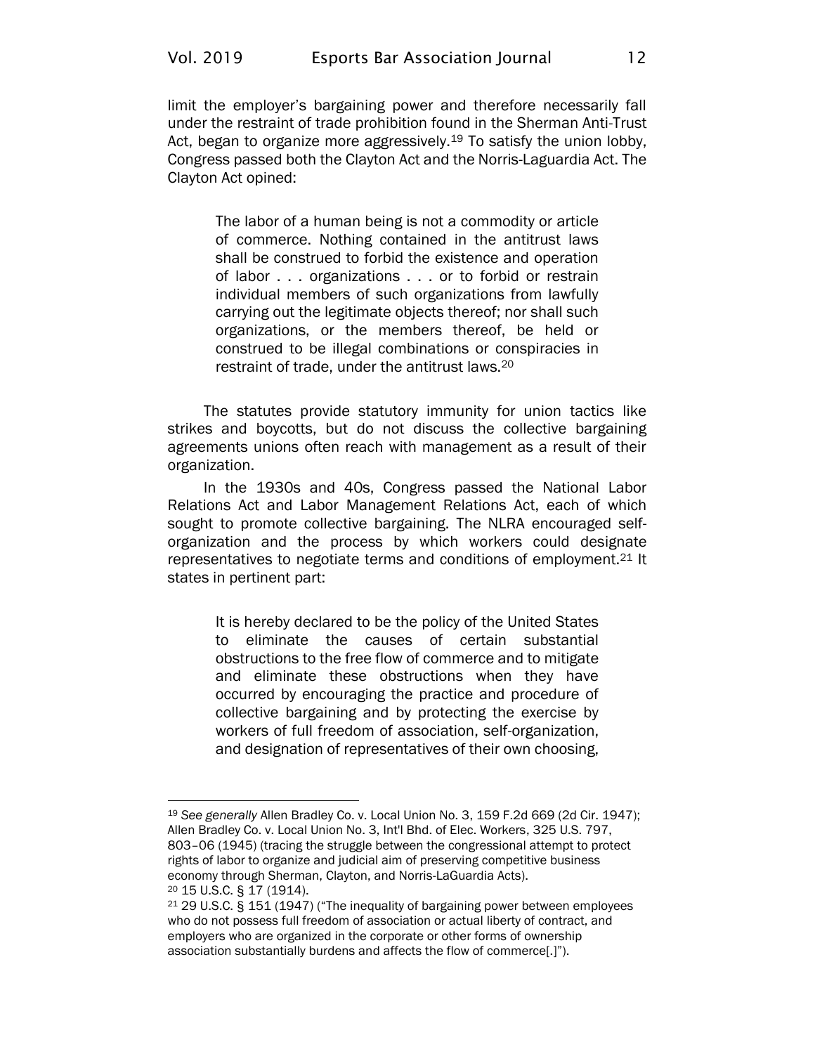limit the employer's bargaining power and therefore necessarily fall under the restraint of trade prohibition found in the Sherman Anti-Trust Act, began to organize more aggressively.[19] To satisfy the union lobby, Congress passed both the Clayton Act and the Norris-Laguardia Act. The Clayton Act opined:

> The labor of a human being is not a commodity or article of commerce. Nothing contained in the antitrust laws shall be construed to forbid the existence and operation of labor . . . organizations . . . or to forbid or restrain individual members of such organizations from lawfully carrying out the legitimate objects thereof; nor shall such organizations, or the members thereof, be held or construed to be illegal combinations or conspiracies in restraint of trade, under the antitrust laws.[20]

The statutes provide statutory immunity for union tactics like strikes and boycotts, but do not discuss the collective bargaining agreements unions often reach with management as a result of their organization.

In the 1930s and 40s, Congress passed the National Labor Relations Act and Labor Management Relations Act, each of which sought to promote collective bargaining. The NLRA encouraged self-organization and the process by which workers could designate representatives to negotiate terms and conditions of employment.[21] It states in pertinent part:

> It is hereby declared to be the policy of the United States to eliminate the causes of certain substantial obstructions to the free flow of commerce and to mitigate and eliminate these obstructions when they have occurred by encouraging the practice and procedure of collective bargaining and by protecting the exercise by workers of full freedom of association, self-organization, and designation of representatives of their own choosing,

---

[19] *See generally* Allen Bradley Co. v. Local Union No. 3, 159 F.2d 669 (2d Cir. 1947); Allen Bradley Co. v. Local Union No. 3, Int'l Bhd. of Elec. Workers, 325 U.S. 797, 803–06 (1945) (tracing the struggle between the congressional attempt to protect rights of labor to organize and judicial aim of preserving competitive business economy through Sherman, Clayton, and Norris-LaGuardia Acts).

[20] 15 U.S.C. § 17 (1914).

[21] 29 U.S.C. § 151 (1947) ("The inequality of bargaining power between employees who do not possess full freedom of association or actual liberty of contract, and employers who are organized in the corporate or other forms of ownership association substantially burdens and affects the flow of commerce[.]").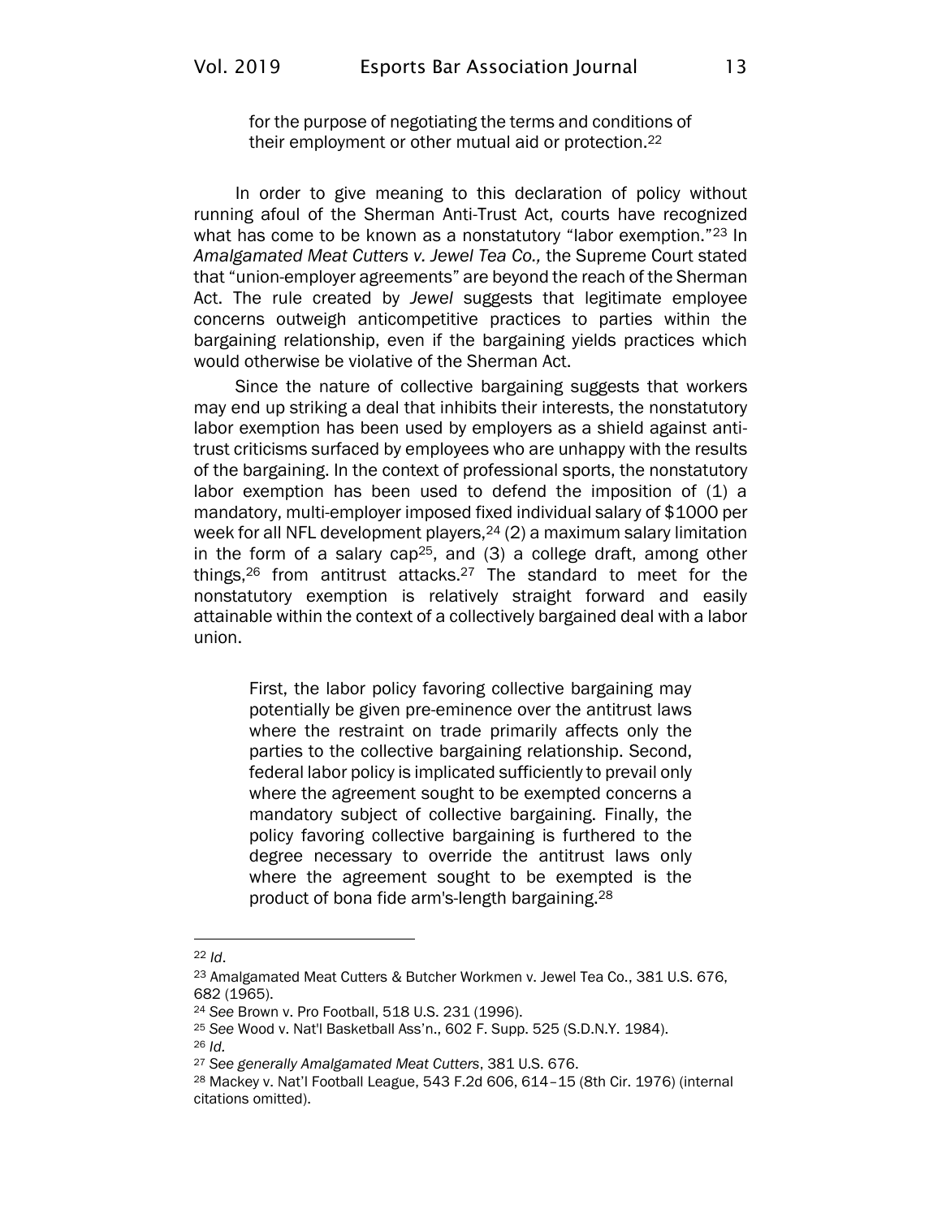> for the purpose of negotiating the terms and conditions of their employment or other mutual aid or protection.[22]

In order to give meaning to this declaration of policy without running afoul of the Sherman Anti-Trust Act, courts have recognized what has come to be known as a nonstatutory "labor exemption."[23] In *Amalgamated Meat Cutters v. Jewel Tea Co.,* the Supreme Court stated that "union-employer agreements" are beyond the reach of the Sherman Act. The rule created by *Jewel* suggests that legitimate employee concerns outweigh anticompetitive practices to parties within the bargaining relationship, even if the bargaining yields practices which would otherwise be violative of the Sherman Act.

Since the nature of collective bargaining suggests that workers may end up striking a deal that inhibits their interests, the nonstatutory labor exemption has been used by employers as a shield against anti-trust criticisms surfaced by employees who are unhappy with the results of the bargaining. In the context of professional sports, the nonstatutory labor exemption has been used to defend the imposition of (1) a mandatory, multi-employer imposed fixed individual salary of $1000 per week for all NFL development players,[24] (2) a maximum salary limitation in the form of a salary cap[25], and (3) a college draft, among other things,[26] from antitrust attacks.[27] The standard to meet for the nonstatutory exemption is relatively straight forward and easily attainable within the context of a collectively bargained deal with a labor union.

> First, the labor policy favoring collective bargaining may potentially be given pre-eminence over the antitrust laws where the restraint on trade primarily affects only the parties to the collective bargaining relationship. Second, federal labor policy is implicated sufficiently to prevail only where the agreement sought to be exempted concerns a mandatory subject of collective bargaining. Finally, the policy favoring collective bargaining is furthered to the degree necessary to override the antitrust laws only where the agreement sought to be exempted is the product of bona fide arm's-length bargaining.[28]

---

[22] *Id*.

[23] Amalgamated Meat Cutters & Butcher Workmen v. Jewel Tea Co., 381 U.S. 676, 682 (1965).

[24] *See* Brown v. Pro Football, 518 U.S. 231 (1996).

[25] *See* Wood v. Nat'l Basketball Ass'n., 602 F. Supp. 525 (S.D.N.Y. 1984).

[26] *Id.*

[27] *See generally Amalgamated Meat Cutters*, 381 U.S. 676.

[28] Mackey v. Nat'l Football League, 543 F.2d 606, 614–15 (8th Cir. 1976) (internal citations omitted).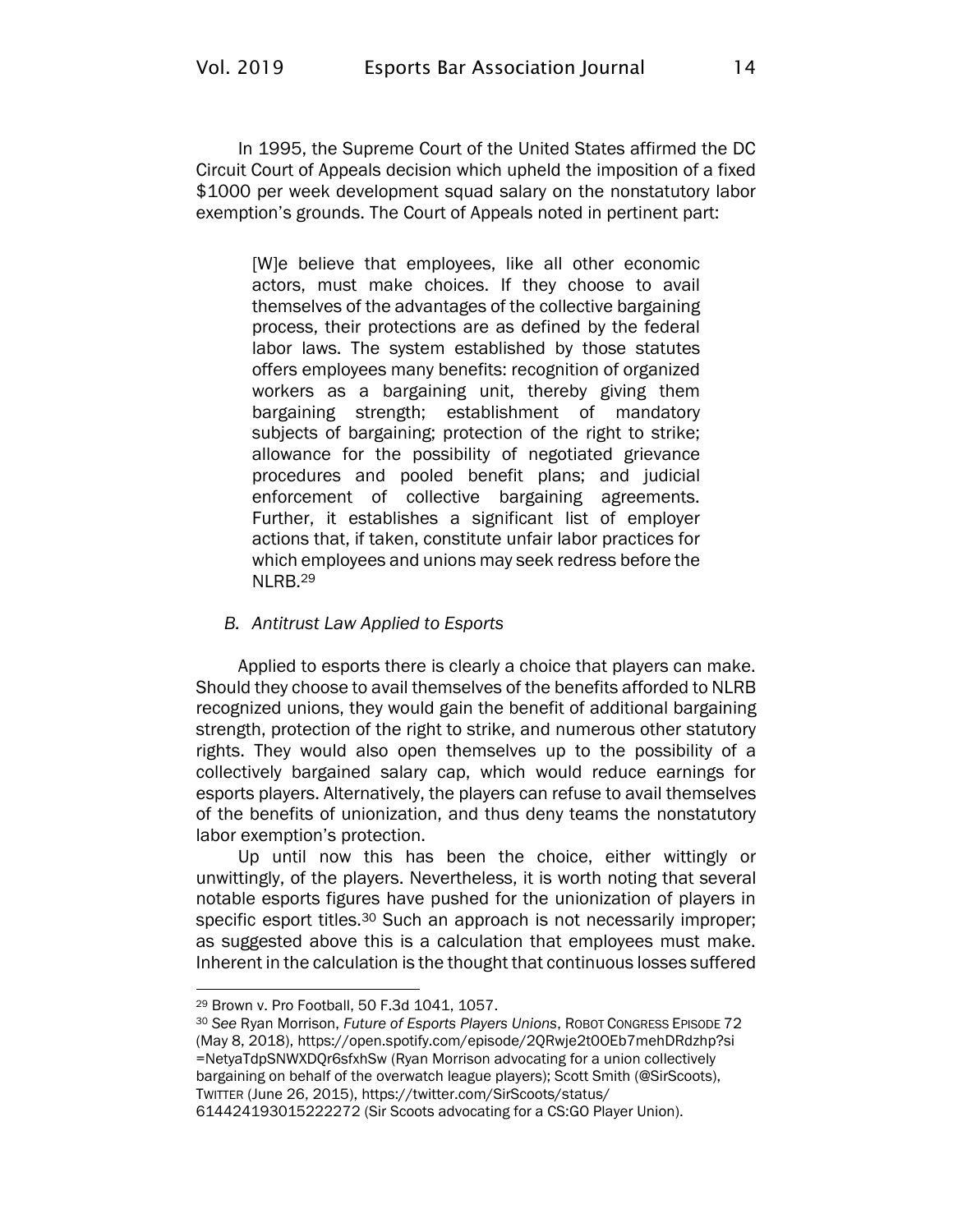In 1995, the Supreme Court of the United States affirmed the DC Circuit Court of Appeals decision which upheld the imposition of a fixed $1000 per week development squad salary on the nonstatutory labor exemption's grounds. The Court of Appeals noted in pertinent part:

> [W]e believe that employees, like all other economic actors, must make choices. If they choose to avail themselves of the advantages of the collective bargaining process, their protections are as defined by the federal labor laws. The system established by those statutes offers employees many benefits: recognition of organized workers as a bargaining unit, thereby giving them bargaining strength; establishment of mandatory subjects of bargaining; protection of the right to strike; allowance for the possibility of negotiated grievance procedures and pooled benefit plans; and judicial enforcement of collective bargaining agreements. Further, it establishes a significant list of employer actions that, if taken, constitute unfair labor practices for which employees and unions may seek redress before the NLRB.[29]

### *B. Antitrust Law Applied to Esports*

Applied to esports there is clearly a choice that players can make. Should they choose to avail themselves of the benefits afforded to NLRB recognized unions, they would gain the benefit of additional bargaining strength, protection of the right to strike, and numerous other statutory rights. They would also open themselves up to the possibility of a collectively bargained salary cap, which would reduce earnings for esports players. Alternatively, the players can refuse to avail themselves of the benefits of unionization, and thus deny teams the nonstatutory labor exemption's protection.

Up until now this has been the choice, either wittingly or unwittingly, of the players. Nevertheless, it is worth noting that several notable esports figures have pushed for the unionization of players in specific esport titles.[30] Such an approach is not necessarily improper; as suggested above this is a calculation that employees must make. Inherent in the calculation is the thought that continuous losses suffered

---

[29] Brown v. Pro Football, 50 F.3d 1041, 1057.

[30] *See* Ryan Morrison, *Future of Esports Players Unions*, ROBOT CONGRESS EPISODE 72 (May 8, 2018), https://open.spotify.com/episode/2QRwje2tOOEb7mehDRdzhp?si=NetyaTdpSNWXDQr6sfxhSw (Ryan Morrison advocating for a union collectively bargaining on behalf of the overwatch league players); Scott Smith (@SirScoots), TWITTER (June 26, 2015), https://twitter.com/SirScoots/status/614424193015222272 (Sir Scoots advocating for a CS:GO Player Union).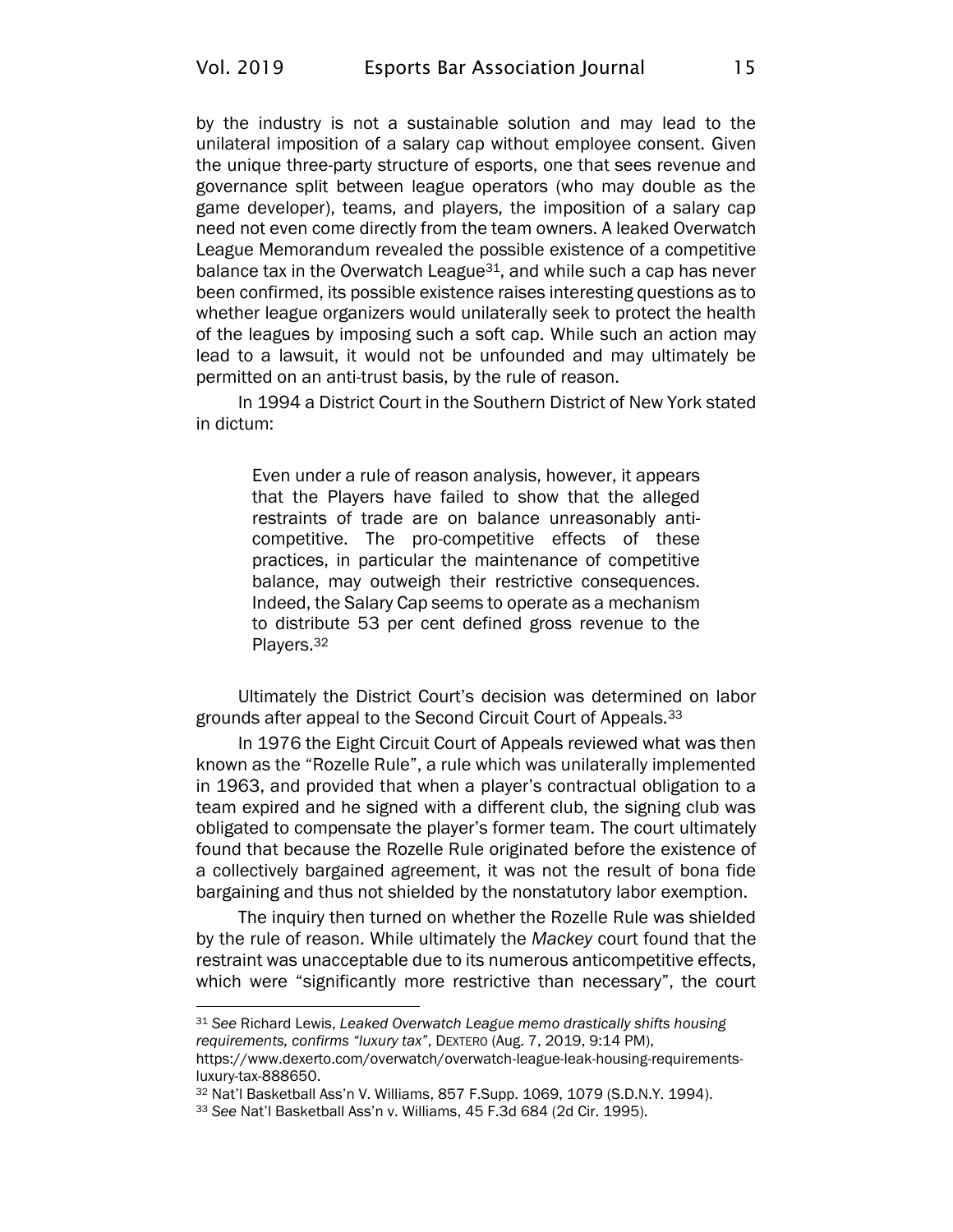by the industry is not a sustainable solution and may lead to the unilateral imposition of a salary cap without employee consent. Given the unique three-party structure of esports, one that sees revenue and governance split between league operators (who may double as the game developer), teams, and players, the imposition of a salary cap need not even come directly from the team owners. A leaked Overwatch League Memorandum revealed the possible existence of a competitive balance tax in the Overwatch League[31], and while such a cap has never been confirmed, its possible existence raises interesting questions as to whether league organizers would unilaterally seek to protect the health of the leagues by imposing such a soft cap. While such an action may lead to a lawsuit, it would not be unfounded and may ultimately be permitted on an anti-trust basis, by the rule of reason.

In 1994 a District Court in the Southern District of New York stated in dictum:

> Even under a rule of reason analysis, however, it appears that the Players have failed to show that the alleged restraints of trade are on balance unreasonably anti-competitive. The pro-competitive effects of these practices, in particular the maintenance of competitive balance, may outweigh their restrictive consequences. Indeed, the Salary Cap seems to operate as a mechanism to distribute 53 per cent defined gross revenue to the Players.[32]

Ultimately the District Court's decision was determined on labor grounds after appeal to the Second Circuit Court of Appeals.[33]

In 1976 the Eight Circuit Court of Appeals reviewed what was then known as the "Rozelle Rule", a rule which was unilaterally implemented in 1963, and provided that when a player's contractual obligation to a team expired and he signed with a different club, the signing club was obligated to compensate the player's former team. The court ultimately found that because the Rozelle Rule originated before the existence of a collectively bargained agreement, it was not the result of bona fide bargaining and thus not shielded by the nonstatutory labor exemption.

The inquiry then turned on whether the Rozelle Rule was shielded by the rule of reason. While ultimately the *Mackey* court found that the restraint was unacceptable due to its numerous anticompetitive effects, which were "significantly more restrictive than necessary", the court

---

[31] *See* Richard Lewis, *Leaked Overwatch League memo drastically shifts housing requirements, confirms "luxury tax"*, DEXTERO (Aug. 7, 2019, 9:14 PM), https://www.dexerto.com/overwatch/overwatch-league-leak-housing-requirements-luxury-tax-888650.

[32] Nat'l Basketball Ass'n V. Williams, 857 F.Supp. 1069, 1079 (S.D.N.Y. 1994).

[33] *See* Nat'l Basketball Ass'n v. Williams, 45 F.3d 684 (2d Cir. 1995).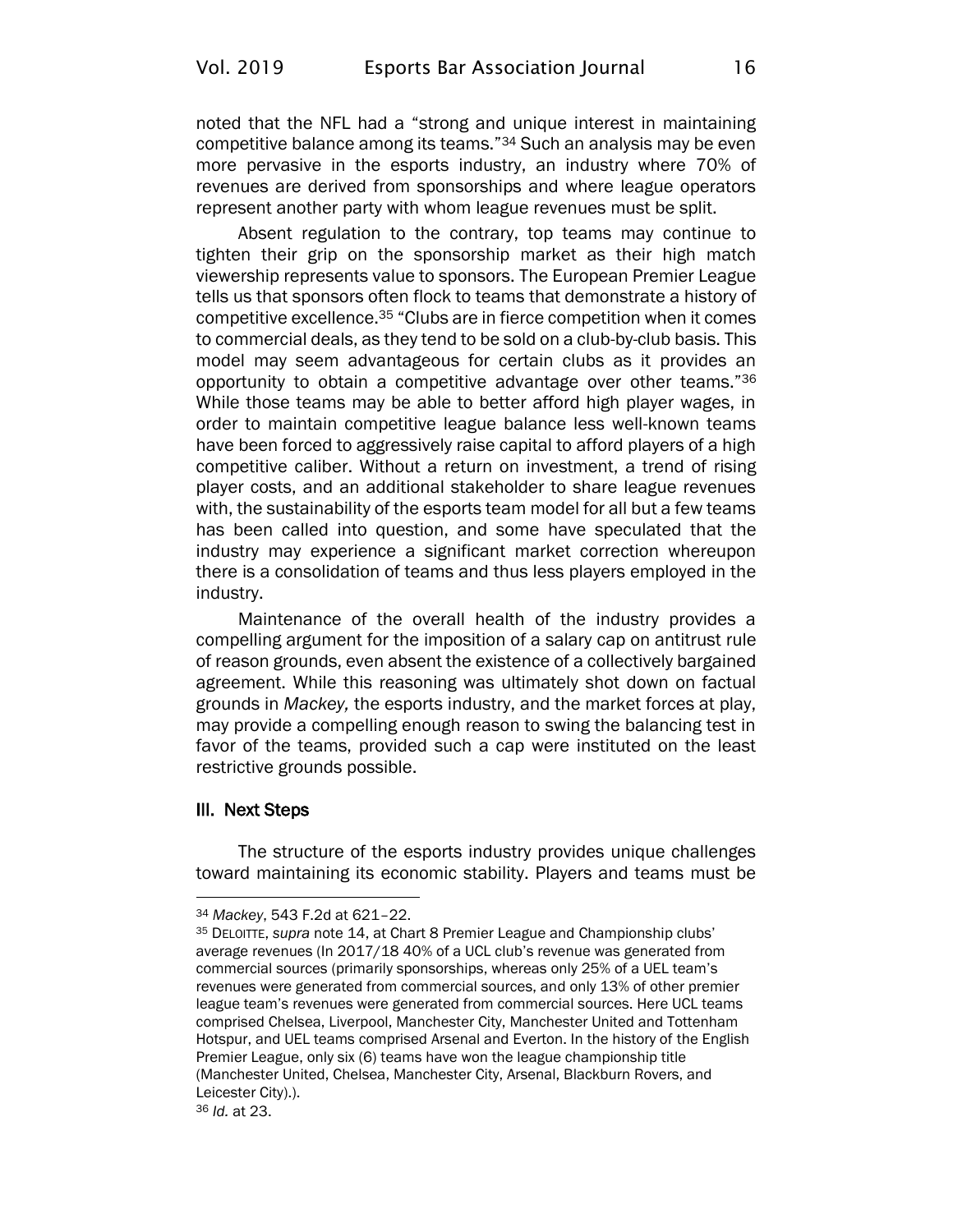noted that the NFL had a "strong and unique interest in maintaining competitive balance among its teams."[34] Such an analysis may be even more pervasive in the esports industry, an industry where 70% of revenues are derived from sponsorships and where league operators represent another party with whom league revenues must be split.

Absent regulation to the contrary, top teams may continue to tighten their grip on the sponsorship market as their high match viewership represents value to sponsors. The European Premier League tells us that sponsors often flock to teams that demonstrate a history of competitive excellence.[35] "Clubs are in fierce competition when it comes to commercial deals, as they tend to be sold on a club-by-club basis. This model may seem advantageous for certain clubs as it provides an opportunity to obtain a competitive advantage over other teams."[36] While those teams may be able to better afford high player wages, in order to maintain competitive league balance less well-known teams have been forced to aggressively raise capital to afford players of a high competitive caliber. Without a return on investment, a trend of rising player costs, and an additional stakeholder to share league revenues with, the sustainability of the esports team model for all but a few teams has been called into question, and some have speculated that the industry may experience a significant market correction whereupon there is a consolidation of teams and thus less players employed in the industry.

Maintenance of the overall health of the industry provides a compelling argument for the imposition of a salary cap on antitrust rule of reason grounds, even absent the existence of a collectively bargained agreement. While this reasoning was ultimately shot down on factual grounds in *Mackey,* the esports industry, and the market forces at play, may provide a compelling enough reason to swing the balancing test in favor of the teams, provided such a cap were instituted on the least restrictive grounds possible.

## III. Next Steps

The structure of the esports industry provides unique challenges toward maintaining its economic stability. Players and teams must be

---

[34] *Mackey*, 543 F.2d at 621–22.

[35] DELOITTE, *supra* note 14, at Chart 8 Premier League and Championship clubs' average revenues (In 2017/18 40% of a UCL club's revenue was generated from commercial sources (primarily sponsorships, whereas only 25% of a UEL team's revenues were generated from commercial sources, and only 13% of other premier league team's revenues were generated from commercial sources. Here UCL teams comprised Chelsea, Liverpool, Manchester City, Manchester United and Tottenham Hotspur, and UEL teams comprised Arsenal and Everton. In the history of the English Premier League, only six (6) teams have won the league championship title (Manchester United, Chelsea, Manchester City, Arsenal, Blackburn Rovers, and Leicester City).).

[36] *Id.* at 23.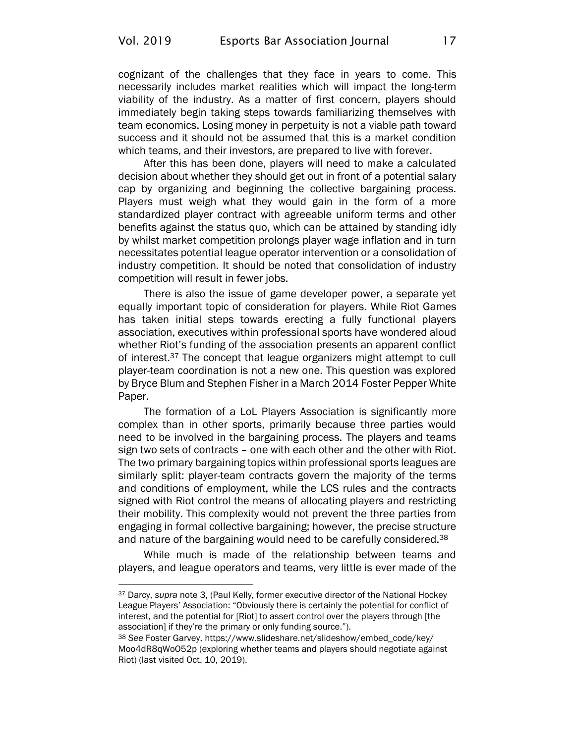cognizant of the challenges that they face in years to come. This necessarily includes market realities which will impact the long-term viability of the industry. As a matter of first concern, players should immediately begin taking steps towards familiarizing themselves with team economics. Losing money in perpetuity is not a viable path toward success and it should not be assumed that this is a market condition which teams, and their investors, are prepared to live with forever.

After this has been done, players will need to make a calculated decision about whether they should get out in front of a potential salary cap by organizing and beginning the collective bargaining process. Players must weigh what they would gain in the form of a more standardized player contract with agreeable uniform terms and other benefits against the status quo, which can be attained by standing idly by whilst market competition prolongs player wage inflation and in turn necessitates potential league operator intervention or a consolidation of industry competition. It should be noted that consolidation of industry competition will result in fewer jobs.

There is also the issue of game developer power, a separate yet equally important topic of consideration for players. While Riot Games has taken initial steps towards erecting a fully functional players association, executives within professional sports have wondered aloud whether Riot's funding of the association presents an apparent conflict of interest.[37] The concept that league organizers might attempt to cull player-team coordination is not a new one. This question was explored by Bryce Blum and Stephen Fisher in a March 2014 Foster Pepper White Paper.

The formation of a LoL Players Association is significantly more complex than in other sports, primarily because three parties would need to be involved in the bargaining process. The players and teams sign two sets of contracts – one with each other and the other with Riot. The two primary bargaining topics within professional sports leagues are similarly split: player-team contracts govern the majority of the terms and conditions of employment, while the LCS rules and the contracts signed with Riot control the means of allocating players and restricting their mobility. This complexity would not prevent the three parties from engaging in formal collective bargaining; however, the precise structure and nature of the bargaining would need to be carefully considered.[38]

While much is made of the relationship between teams and players, and league operators and teams, very little is ever made of the

---

[37] Darcy, *supra* note 3, (Paul Kelly, former executive director of the National Hockey League Players' Association: "Obviously there is certainly the potential for conflict of interest, and the potential for [Riot] to assert control over the players through [the association] if they're the primary or only funding source.").

[38] *See* Foster Garvey, https://www.slideshare.net/slideshow/embed_code/key/Moo4dR8qWoO52p (exploring whether teams and players should negotiate against Riot) (last visited Oct. 10, 2019).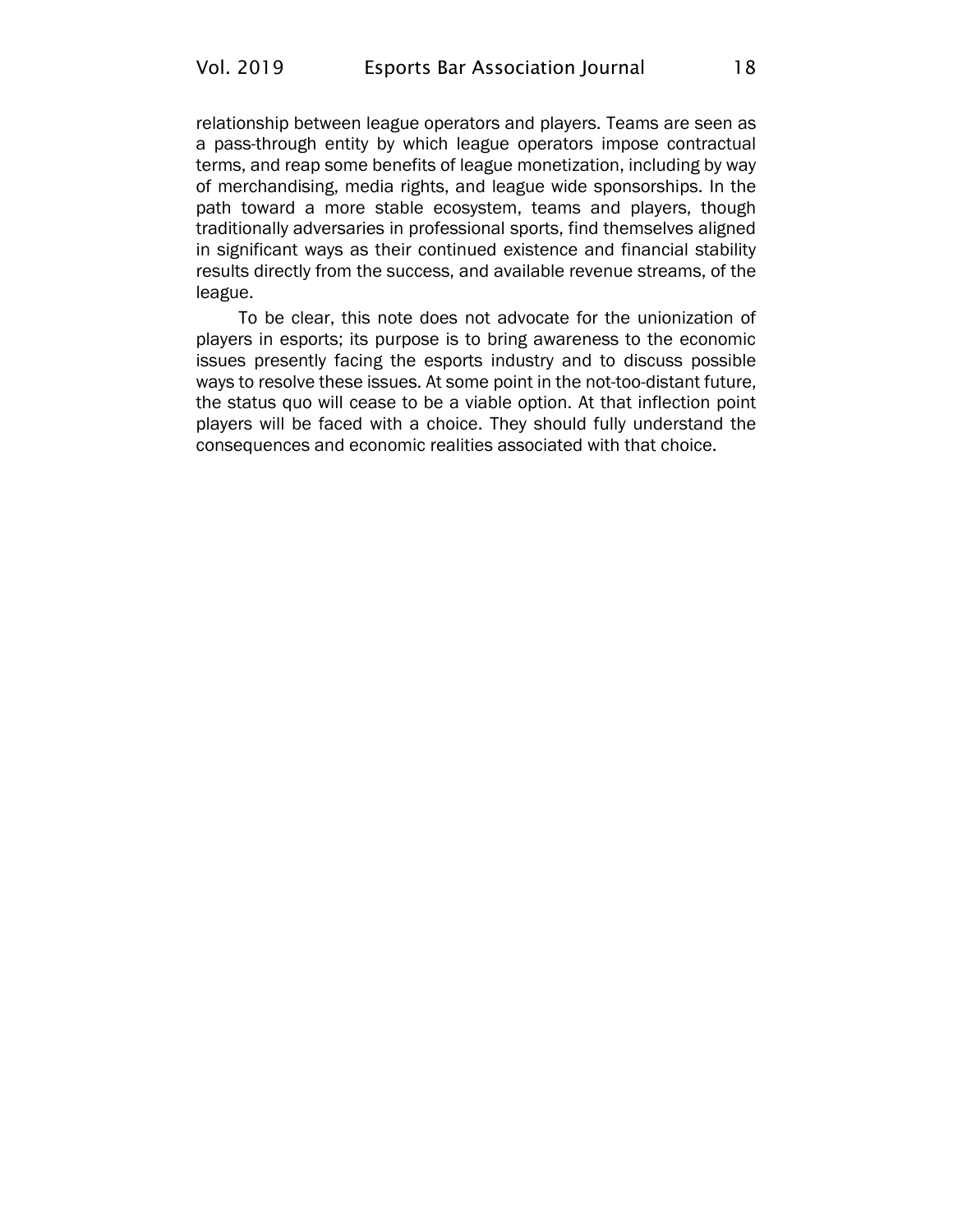relationship between league operators and players. Teams are seen as a pass-through entity by which league operators impose contractual terms, and reap some benefits of league monetization, including by way of merchandising, media rights, and league wide sponsorships. In the path toward a more stable ecosystem, teams and players, though traditionally adversaries in professional sports, find themselves aligned in significant ways as their continued existence and financial stability results directly from the success, and available revenue streams, of the league.

To be clear, this note does not advocate for the unionization of players in esports; its purpose is to bring awareness to the economic issues presently facing the esports industry and to discuss possible ways to resolve these issues. At some point in the not-too-distant future, the status quo will cease to be a viable option. At that inflection point players will be faced with a choice. They should fully understand the consequences and economic realities associated with that choice.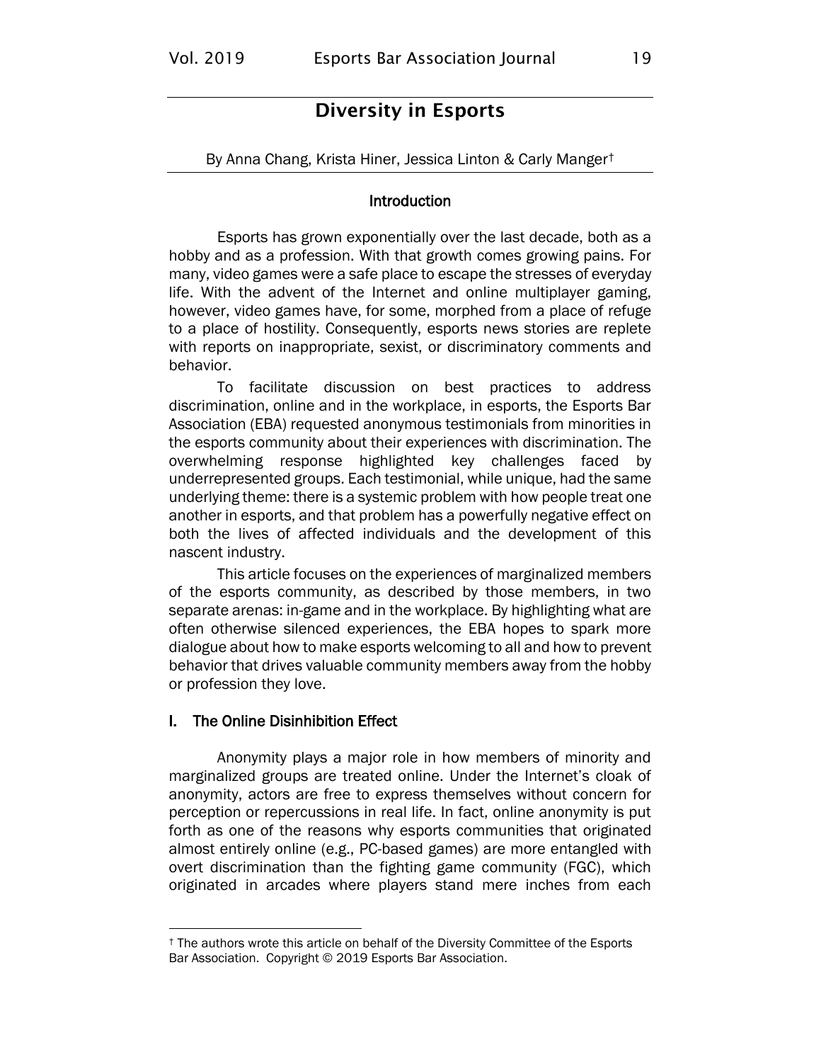# Diversity in Esports

By Anna Chang, Krista Hiner, Jessica Linton & Carly Manger[†]

## Introduction

Esports has grown exponentially over the last decade, both as a hobby and as a profession. With that growth comes growing pains. For many, video games were a safe place to escape the stresses of everyday life. With the advent of the Internet and online multiplayer gaming, however, video games have, for some, morphed from a place of refuge to a place of hostility. Consequently, esports news stories are replete with reports on inappropriate, sexist, or discriminatory comments and behavior.

To facilitate discussion on best practices to address discrimination, online and in the workplace, in esports, the Esports Bar Association (EBA) requested anonymous testimonials from minorities in the esports community about their experiences with discrimination. The overwhelming response highlighted key challenges faced by underrepresented groups. Each testimonial, while unique, had the same underlying theme: there is a systemic problem with how people treat one another in esports, and that problem has a powerfully negative effect on both the lives of affected individuals and the development of this nascent industry.

This article focuses on the experiences of marginalized members of the esports community, as described by those members, in two separate arenas: in-game and in the workplace. By highlighting what are often otherwise silenced experiences, the EBA hopes to spark more dialogue about how to make esports welcoming to all and how to prevent behavior that drives valuable community members away from the hobby or profession they love.

## I. The Online Disinhibition Effect

Anonymity plays a major role in how members of minority and marginalized groups are treated online. Under the Internet's cloak of anonymity, actors are free to express themselves without concern for perception or repercussions in real life. In fact, online anonymity is put forth as one of the reasons why esports communities that originated almost entirely online (e.g., PC-based games) are more entangled with overt discrimination than the fighting game community (FGC), which originated in arcades where players stand mere inches from each

---

[†] The authors wrote this article on behalf of the Diversity Committee of the Esports Bar Association. Copyright © 2019 Esports Bar Association.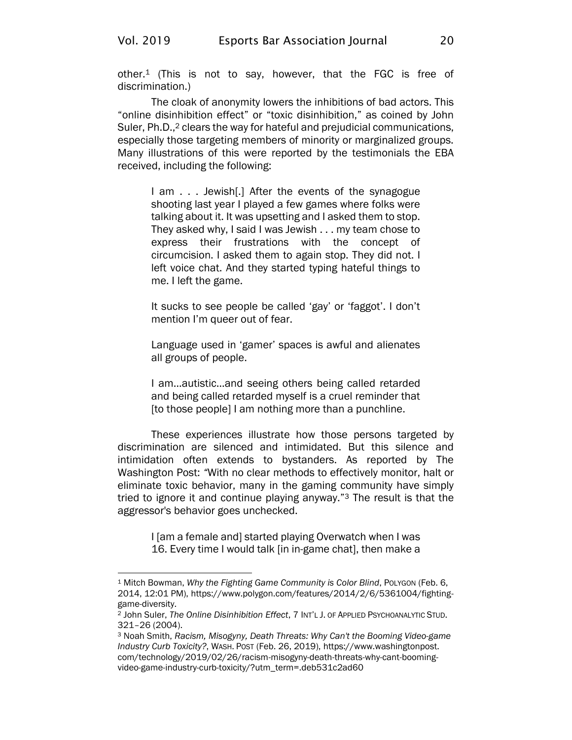other.[1] (This is not to say, however, that the FGC is free of discrimination.)

The cloak of anonymity lowers the inhibitions of bad actors. This "online disinhibition effect" or "toxic disinhibition," as coined by John Suler, Ph.D.,[2] clears the way for hateful and prejudicial communications, especially those targeting members of minority or marginalized groups. Many illustrations of this were reported by the testimonials the EBA received, including the following:

> I am . . . Jewish[.] After the events of the synagogue shooting last year I played a few games where folks were talking about it. It was upsetting and I asked them to stop. They asked why, I said I was Jewish . . . my team chose to express their frustrations with the concept of circumcision. I asked them to again stop. They did not. I left voice chat. And they started typing hateful things to me. I left the game.
>
> It sucks to see people be called 'gay' or 'faggot'. I don't mention I'm queer out of fear.
>
> Language used in 'gamer' spaces is awful and alienates all groups of people.
>
> I am…autistic…and seeing others being called retarded and being called retarded myself is a cruel reminder that [to those people] I am nothing more than a punchline.

These experiences illustrate how those persons targeted by discrimination are silenced and intimidated. But this silence and intimidation often extends to bystanders. As reported by The Washington Post: "With no clear methods to effectively monitor, halt or eliminate toxic behavior, many in the gaming community have simply tried to ignore it and continue playing anyway."[3] The result is that the aggressor's behavior goes unchecked.

> I [am a female and] started playing Overwatch when I was 16. Every time I would talk [in in-game chat], then make a

---

[1] Mitch Bowman, *Why the Fighting Game Community is Color Blind*, POLYGON (Feb. 6, 2014, 12:01 PM), https://www.polygon.com/features/2014/2/6/5361004/fighting-game-diversity.

[2] John Suler, *The Online Disinhibition Effect*, 7 INT'L J. OF APPLIED PSYCHOANALYTIC STUD. 321–26 (2004).

[3] Noah Smith, *Racism, Misogyny, Death Threats: Why Can't the Booming Video-game Industry Curb Toxicity?*, WASH. POST (Feb. 26, 2019), https://www.washingtonpost.com/technology/2019/02/26/racism-misogyny-death-threats-why-cant-booming-video-game-industry-curb-toxicity/?utm_term=.deb531c2ad60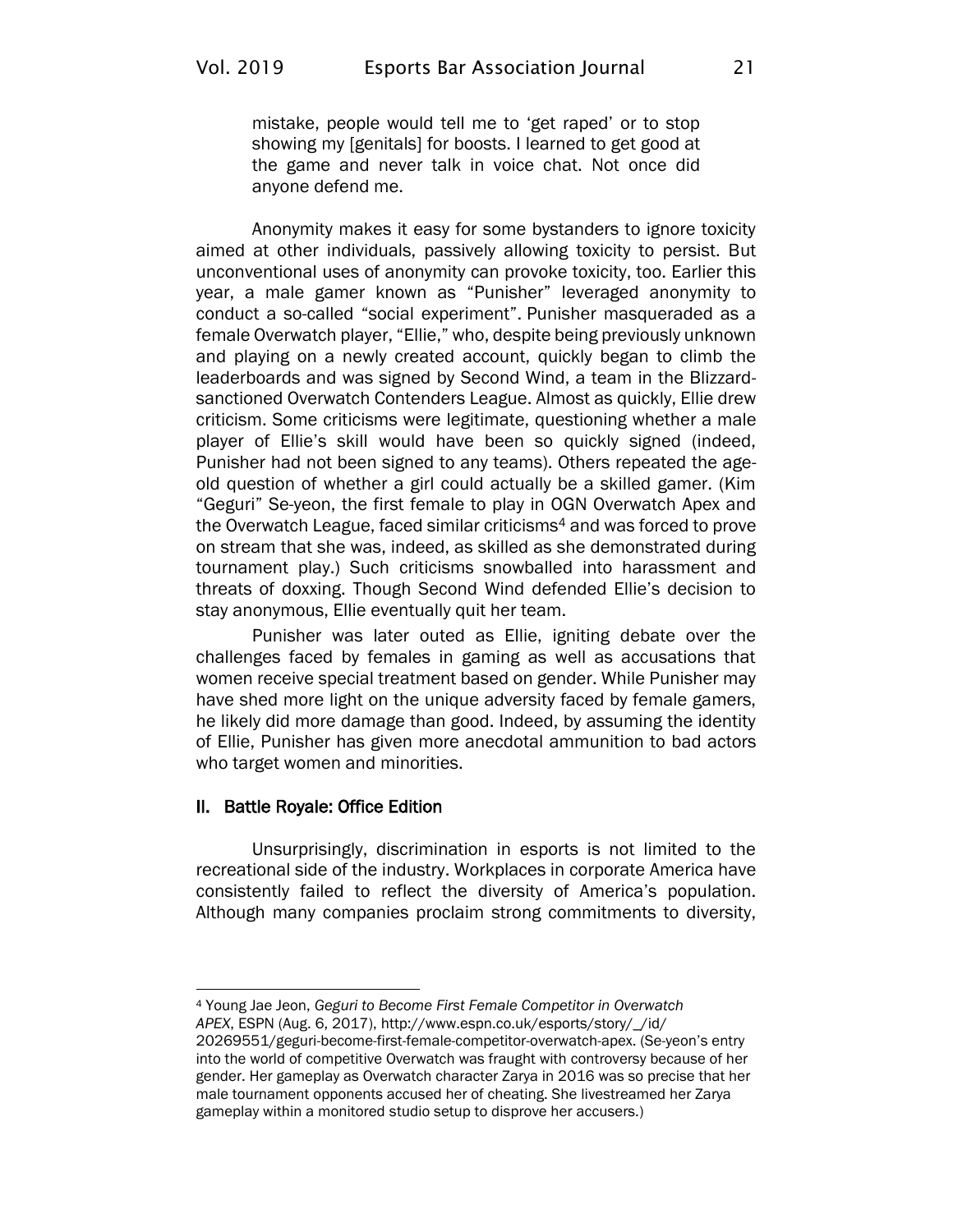> mistake, people would tell me to 'get raped' or to stop showing my [genitals] for boosts. I learned to get good at the game and never talk in voice chat. Not once did anyone defend me.

Anonymity makes it easy for some bystanders to ignore toxicity aimed at other individuals, passively allowing toxicity to persist. But unconventional uses of anonymity can provoke toxicity, too. Earlier this year, a male gamer known as "Punisher" leveraged anonymity to conduct a so-called "social experiment". Punisher masqueraded as a female Overwatch player, "Ellie," who, despite being previously unknown and playing on a newly created account, quickly began to climb the leaderboards and was signed by Second Wind, a team in the Blizzard-sanctioned Overwatch Contenders League. Almost as quickly, Ellie drew criticism. Some criticisms were legitimate, questioning whether a male player of Ellie's skill would have been so quickly signed (indeed, Punisher had not been signed to any teams). Others repeated the age-old question of whether a girl could actually be a skilled gamer. (Kim "Geguri" Se-yeon, the first female to play in OGN Overwatch Apex and the Overwatch League, faced similar criticisms[4] and was forced to prove on stream that she was, indeed, as skilled as she demonstrated during tournament play.) Such criticisms snowballed into harassment and threats of doxxing. Though Second Wind defended Ellie's decision to stay anonymous, Ellie eventually quit her team.

Punisher was later outed as Ellie, igniting debate over the challenges faced by females in gaming as well as accusations that women receive special treatment based on gender. While Punisher may have shed more light on the unique adversity faced by female gamers, he likely did more damage than good. Indeed, by assuming the identity of Ellie, Punisher has given more anecdotal ammunition to bad actors who target women and minorities.

## II. Battle Royale: Office Edition

Unsurprisingly, discrimination in esports is not limited to the recreational side of the industry. Workplaces in corporate America have consistently failed to reflect the diversity of America's population. Although many companies proclaim strong commitments to diversity,

---

[4] Young Jae Jeon, *Geguri to Become First Female Competitor in Overwatch APEX*, ESPN (Aug. 6, 2017), http://www.espn.co.uk/esports/story/_/id/20269551/geguri-become-first-female-competitor-overwatch-apex. (Se-yeon's entry into the world of competitive Overwatch was fraught with controversy because of her gender. Her gameplay as Overwatch character Zarya in 2016 was so precise that her male tournament opponents accused her of cheating. She livestreamed her Zarya gameplay within a monitored studio setup to disprove her accusers.)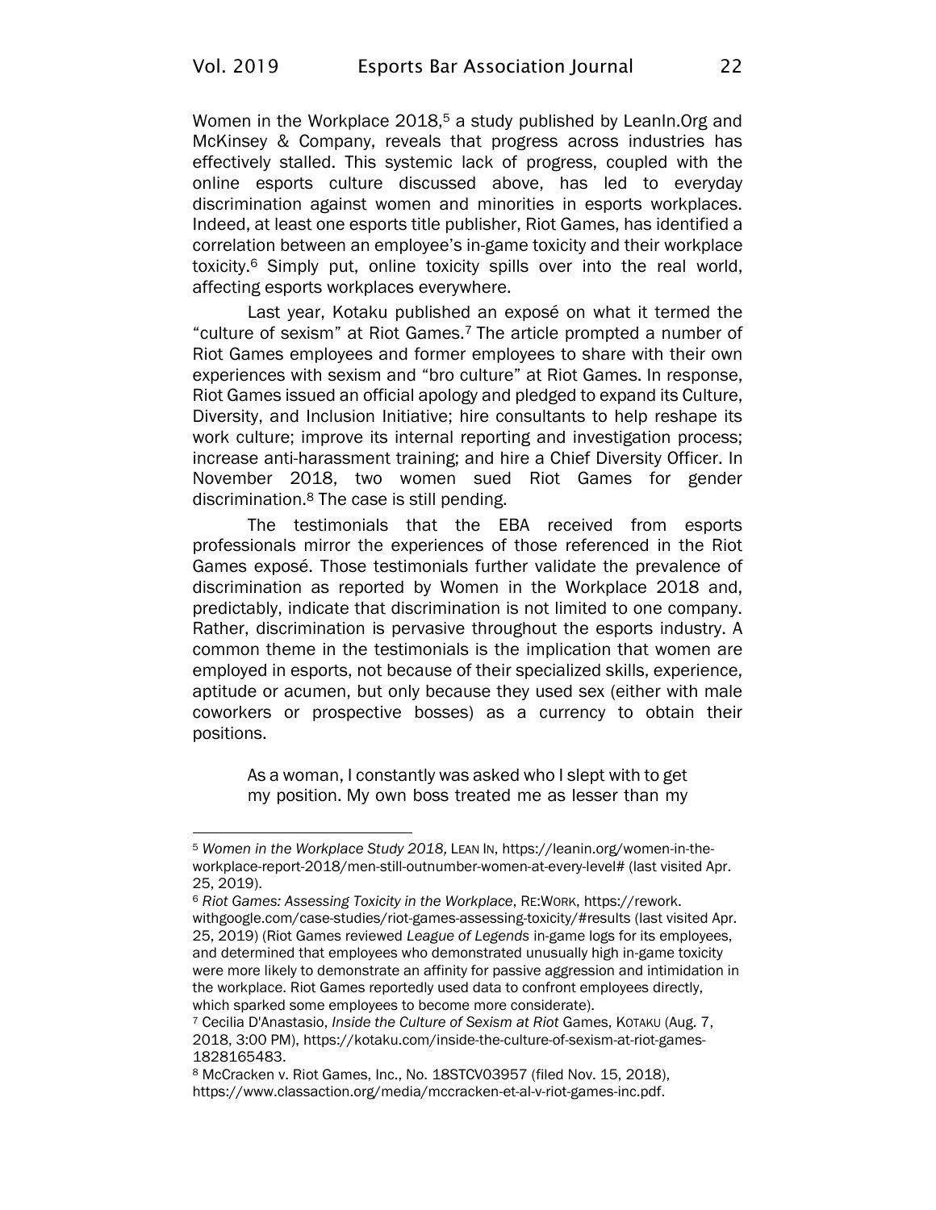Women in the Workplace 2018,[5] a study published by LeanIn.Org and McKinsey & Company, reveals that progress across industries has effectively stalled. This systemic lack of progress, coupled with the online esports culture discussed above, has led to everyday discrimination against women and minorities in esports workplaces. Indeed, at least one esports title publisher, Riot Games, has identified a correlation between an employee's in-game toxicity and their workplace toxicity.[6] Simply put, online toxicity spills over into the real world, affecting esports workplaces everywhere.

Last year, Kotaku published an exposé on what it termed the "culture of sexism" at Riot Games.[7] The article prompted a number of Riot Games employees and former employees to share with their own experiences with sexism and "bro culture" at Riot Games. In response, Riot Games issued an official apology and pledged to expand its Culture, Diversity, and Inclusion Initiative; hire consultants to help reshape its work culture; improve its internal reporting and investigation process; increase anti-harassment training; and hire a Chief Diversity Officer. In November 2018, two women sued Riot Games for gender discrimination.[8] The case is still pending.

The testimonials that the EBA received from esports professionals mirror the experiences of those referenced in the Riot Games exposé. Those testimonials further validate the prevalence of discrimination as reported by Women in the Workplace 2018 and, predictably, indicate that discrimination is not limited to one company. Rather, discrimination is pervasive throughout the esports industry. A common theme in the testimonials is the implication that women are employed in esports, not because of their specialized skills, experience, aptitude or acumen, but only because they used sex (either with male coworkers or prospective bosses) as a currency to obtain their positions.

> As a woman, I constantly was asked who I slept with to get my position. My own boss treated me as lesser than my

---

[5] *Women in the Workplace Study 2018,* LEAN IN, https://leanin.org/women-in-the-workplace-report-2018/men-still-outnumber-women-at-every-level# (last visited Apr. 25, 2019).

[6] *Riot Games: Assessing Toxicity in the Workplace*, RE:WORK, https://rework.withgoogle.com/case-studies/riot-games-assessing-toxicity/#results (last visited Apr. 25, 2019) (Riot Games reviewed *League of Legends* in-game logs for its employees, and determined that employees who demonstrated unusually high in-game toxicity were more likely to demonstrate an affinity for passive aggression and intimidation in the workplace. Riot Games reportedly used data to confront employees directly, which sparked some employees to become more considerate).

[7] Cecilia D'Anastasio, *Inside the Culture of Sexism at Riot* Games, KOTAKU (Aug. 7, 2018, 3:00 PM), https://kotaku.com/inside-the-culture-of-sexism-at-riot-games-1828165483.

[8] McCracken v. Riot Games, Inc., No. 18STCV03957 (filed Nov. 15, 2018), https://www.classaction.org/media/mccracken-et-al-v-riot-games-inc.pdf.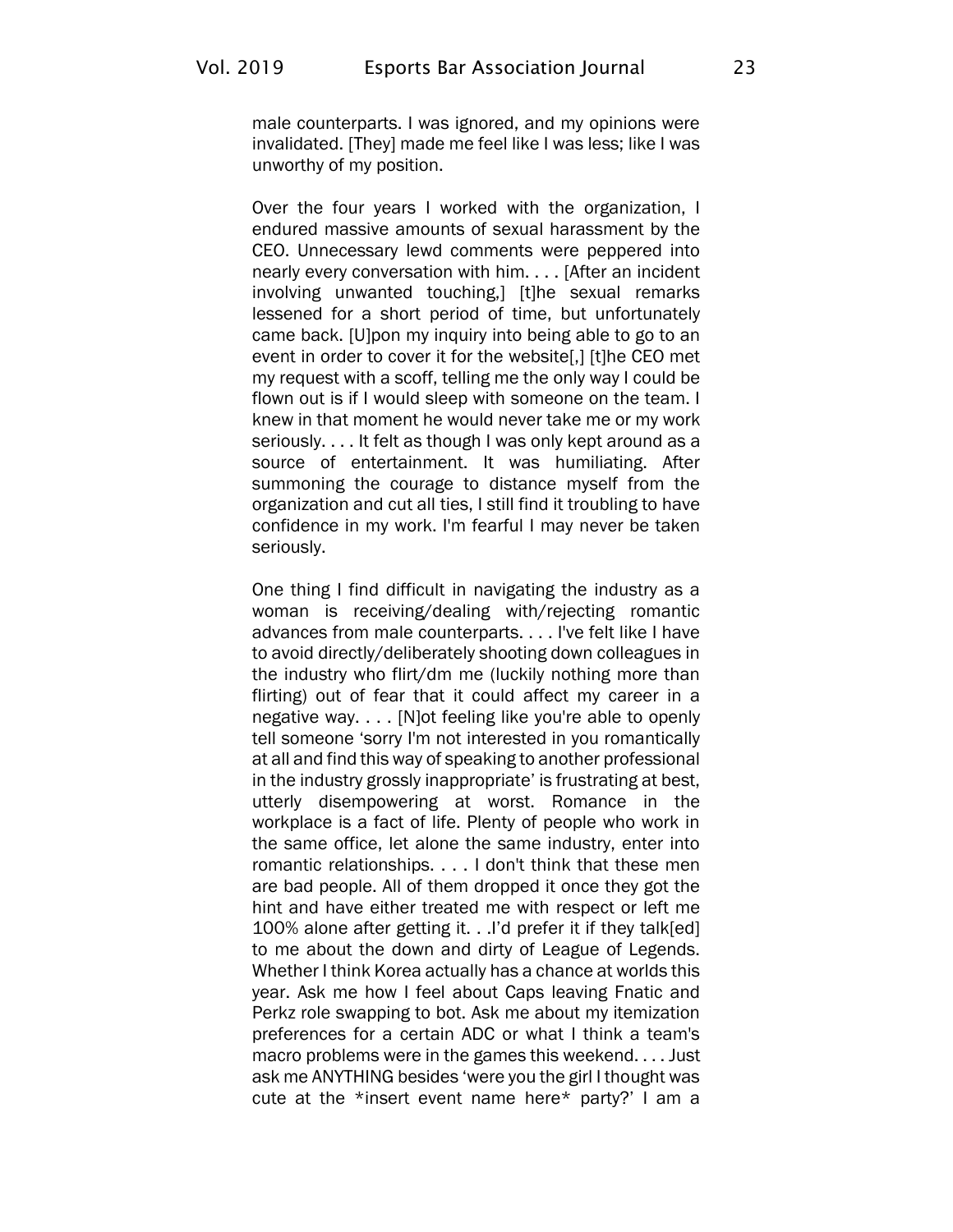male counterparts. I was ignored, and my opinions were invalidated. [They] made me feel like I was less; like I was unworthy of my position.

Over the four years I worked with the organization, I endured massive amounts of sexual harassment by the CEO. Unnecessary lewd comments were peppered into nearly every conversation with him. . . . [After an incident involving unwanted touching,] [t]he sexual remarks lessened for a short period of time, but unfortunately came back. [U]pon my inquiry into being able to go to an event in order to cover it for the website[,] [t]he CEO met my request with a scoff, telling me the only way I could be flown out is if I would sleep with someone on the team. I knew in that moment he would never take me or my work seriously. . . . It felt as though I was only kept around as a source of entertainment. It was humiliating. After summoning the courage to distance myself from the organization and cut all ties, I still find it troubling to have confidence in my work. I'm fearful I may never be taken seriously.

One thing I find difficult in navigating the industry as a woman is receiving/dealing with/rejecting romantic advances from male counterparts. . . . I've felt like I have to avoid directly/deliberately shooting down colleagues in the industry who flirt/dm me (luckily nothing more than flirting) out of fear that it could affect my career in a negative way. . . . [N]ot feeling like you're able to openly tell someone 'sorry I'm not interested in you romantically at all and find this way of speaking to another professional in the industry grossly inappropriate' is frustrating at best, utterly disempowering at worst. Romance in the workplace is a fact of life. Plenty of people who work in the same office, let alone the same industry, enter into romantic relationships. . . . I don't think that these men are bad people. All of them dropped it once they got the hint and have either treated me with respect or left me 100% alone after getting it. . .I'd prefer it if they talk[ed] to me about the down and dirty of League of Legends. Whether I think Korea actually has a chance at worlds this year. Ask me how I feel about Caps leaving Fnatic and Perkz role swapping to bot. Ask me about my itemization preferences for a certain ADC or what I think a team's macro problems were in the games this weekend. . . . Just ask me ANYTHING besides 'were you the girl I thought was cute at the *insert event name here* party?' I am a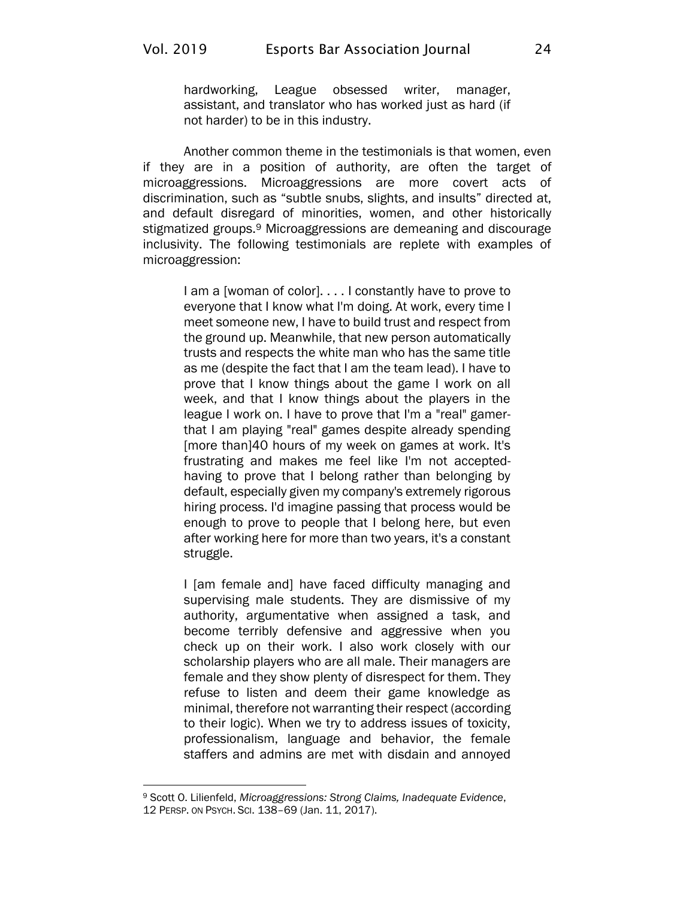> hardworking, League obsessed writer, manager, assistant, and translator who has worked just as hard (if not harder) to be in this industry.

Another common theme in the testimonials is that women, even if they are in a position of authority, are often the target of microaggressions. Microaggressions are more covert acts of discrimination, such as "subtle snubs, slights, and insults" directed at, and default disregard of minorities, women, and other historically stigmatized groups.[9] Microaggressions are demeaning and discourage inclusivity. The following testimonials are replete with examples of microaggression:

> I am a [woman of color]. . . . I constantly have to prove to everyone that I know what I'm doing. At work, every time I meet someone new, I have to build trust and respect from the ground up. Meanwhile, that new person automatically trusts and respects the white man who has the same title as me (despite the fact that I am the team lead). I have to prove that I know things about the game I work on all week, and that I know things about the players in the league I work on. I have to prove that I'm a "real" gamer-that I am playing "real" games despite already spending [more than]40 hours of my week on games at work. It's frustrating and makes me feel like I'm not accepted-having to prove that I belong rather than belonging by default, especially given my company's extremely rigorous hiring process. I'd imagine passing that process would be enough to prove to people that I belong here, but even after working here for more than two years, it's a constant struggle.

> I [am female and] have faced difficulty managing and supervising male students. They are dismissive of my authority, argumentative when assigned a task, and become terribly defensive and aggressive when you check up on their work. I also work closely with our scholarship players who are all male. Their managers are female and they show plenty of disrespect for them. They refuse to listen and deem their game knowledge as minimal, therefore not warranting their respect (according to their logic). When we try to address issues of toxicity, professionalism, language and behavior, the female staffers and admins are met with disdain and annoyed

---

[9] Scott O. Lilienfeld, *Microaggressions: Strong Claims, Inadequate Evidence*, 12 PERSP. ON PSYCH. SCI. 138–69 (Jan. 11, 2017).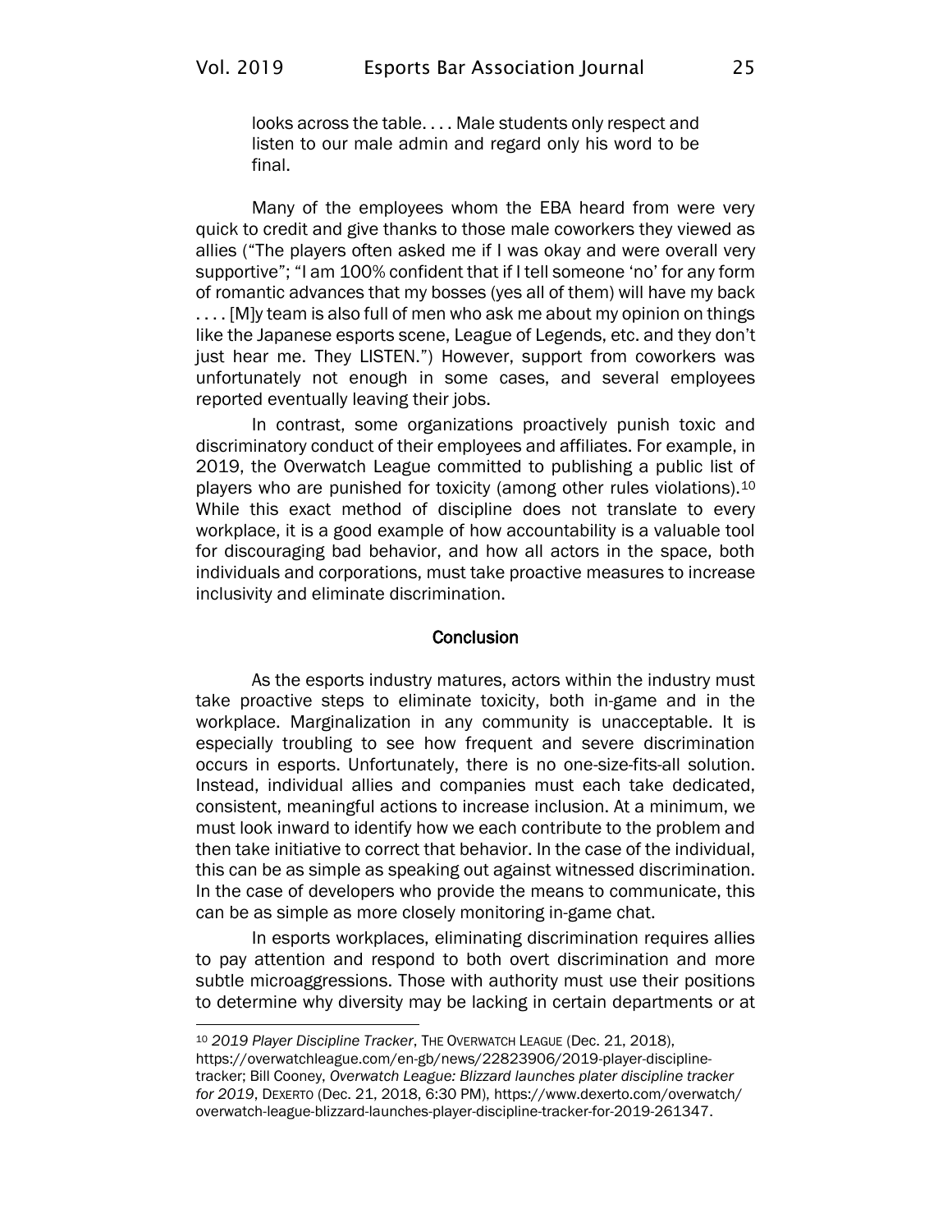> looks across the table. . . . Male students only respect and listen to our male admin and regard only his word to be final.

Many of the employees whom the EBA heard from were very quick to credit and give thanks to those male coworkers they viewed as allies ("The players often asked me if I was okay and were overall very supportive"; "I am 100% confident that if I tell someone 'no' for any form of romantic advances that my bosses (yes all of them) will have my back . . . . [M]y team is also full of men who ask me about my opinion on things like the Japanese esports scene, League of Legends, etc. and they don't just hear me. They LISTEN.") However, support from coworkers was unfortunately not enough in some cases, and several employees reported eventually leaving their jobs.

In contrast, some organizations proactively punish toxic and discriminatory conduct of their employees and affiliates. For example, in 2019, the Overwatch League committed to publishing a public list of players who are punished for toxicity (among other rules violations).[10] While this exact method of discipline does not translate to every workplace, it is a good example of how accountability is a valuable tool for discouraging bad behavior, and how all actors in the space, both individuals and corporations, must take proactive measures to increase inclusivity and eliminate discrimination.

## Conclusion

As the esports industry matures, actors within the industry must take proactive steps to eliminate toxicity, both in-game and in the workplace. Marginalization in any community is unacceptable. It is especially troubling to see how frequent and severe discrimination occurs in esports. Unfortunately, there is no one-size-fits-all solution. Instead, individual allies and companies must each take dedicated, consistent, meaningful actions to increase inclusion. At a minimum, we must look inward to identify how we each contribute to the problem and then take initiative to correct that behavior. In the case of the individual, this can be as simple as speaking out against witnessed discrimination. In the case of developers who provide the means to communicate, this can be as simple as more closely monitoring in-game chat.

In esports workplaces, eliminating discrimination requires allies to pay attention and respond to both overt discrimination and more subtle microaggressions. Those with authority must use their positions to determine why diversity may be lacking in certain departments or at

---

[10] *2019 Player Discipline Tracker*, THE OVERWATCH LEAGUE (Dec. 21, 2018), https://overwatchleague.com/en-gb/news/22823906/2019-player-discipline-tracker; Bill Cooney, *Overwatch League: Blizzard launches plater discipline tracker for 2019*, DEXERTO (Dec. 21, 2018, 6:30 PM), https://www.dexerto.com/overwatch/overwatch-league-blizzard-launches-player-discipline-tracker-for-2019-261347.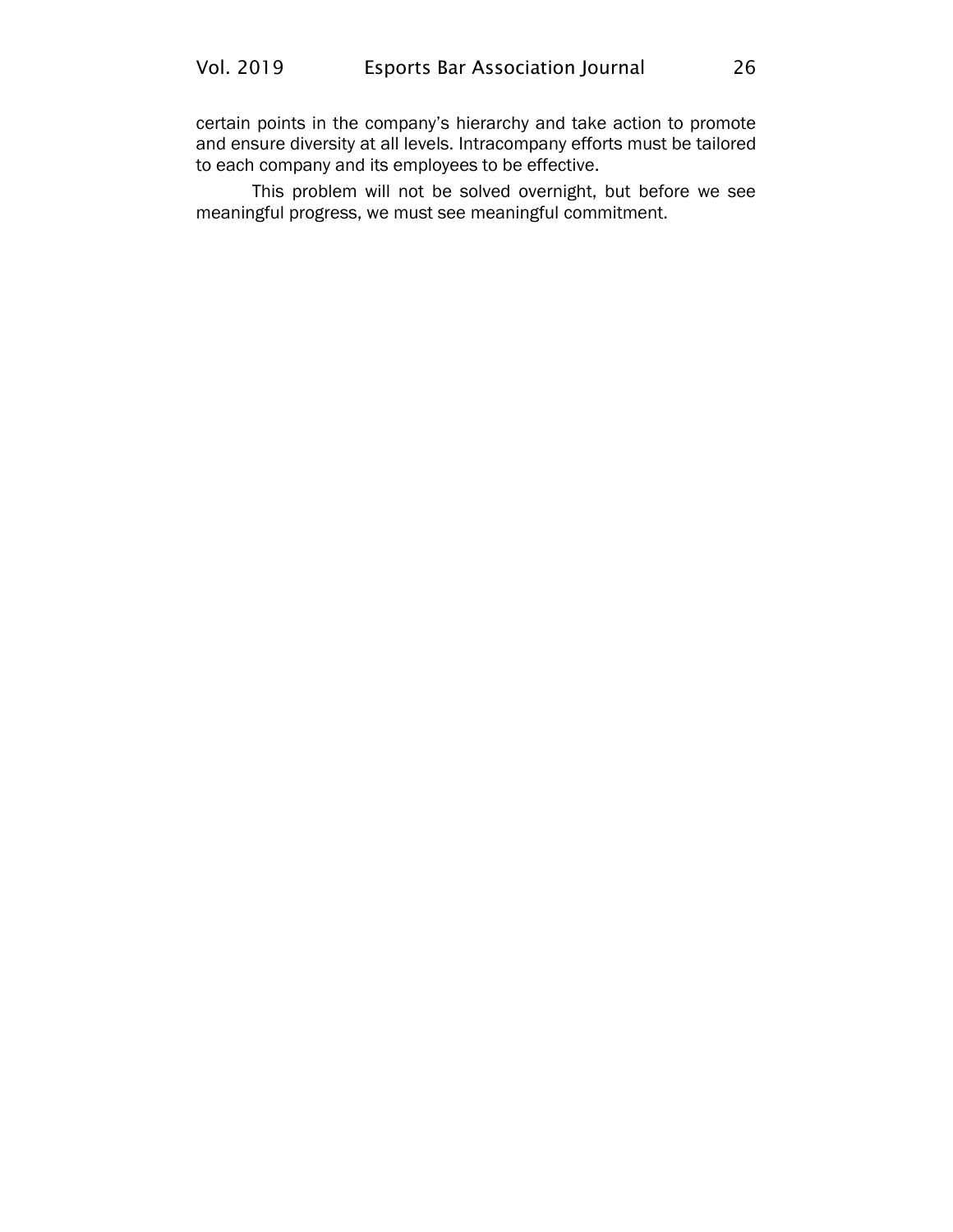certain points in the company's hierarchy and take action to promote and ensure diversity at all levels. Intracompany efforts must be tailored to each company and its employees to be effective.

This problem will not be solved overnight, but before we see meaningful progress, we must see meaningful commitment.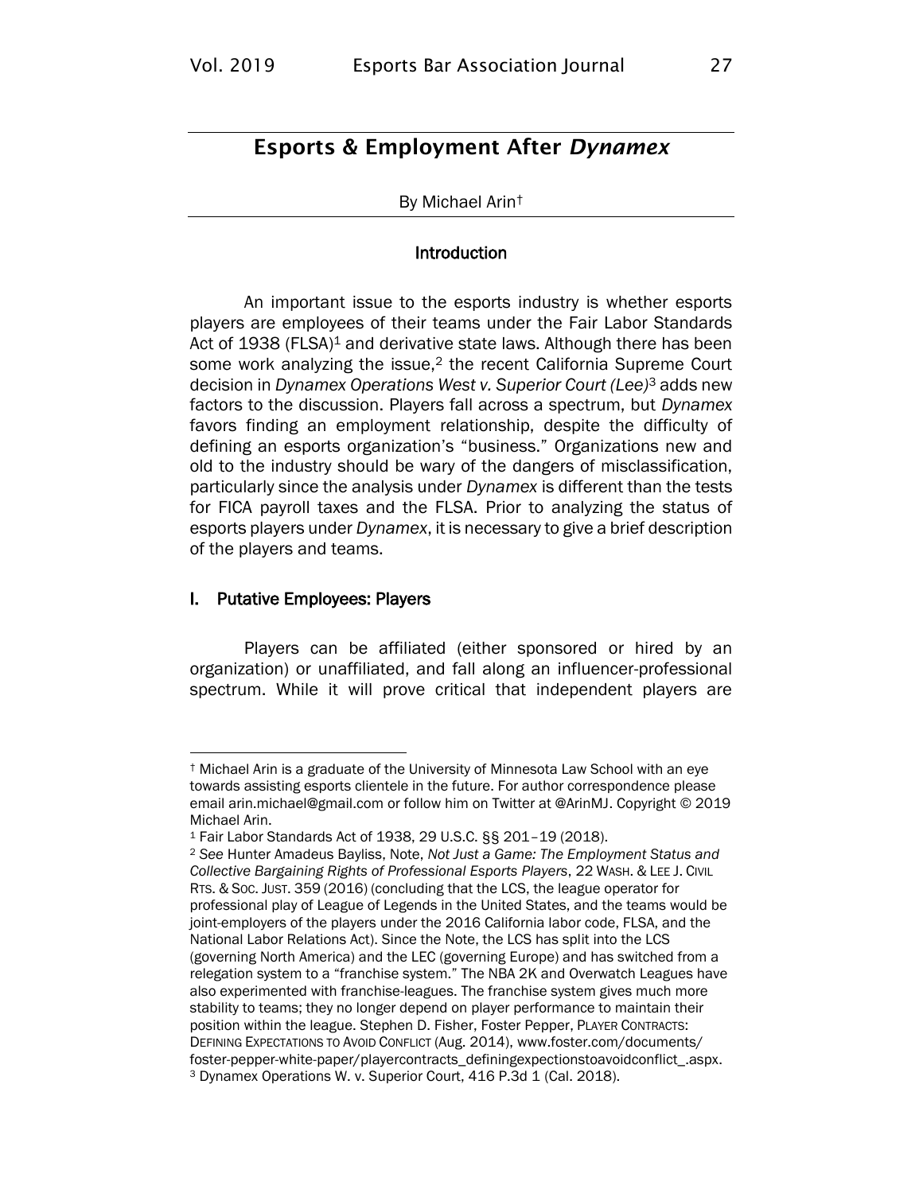# Esports & Employment After *Dynamex*

By Michael Arin†

## Introduction

An important issue to the esports industry is whether esports players are employees of their teams under the Fair Labor Standards Act of 1938 (FLSA)[1] and derivative state laws. Although there has been some work analyzing the issue,[2] the recent California Supreme Court decision in *Dynamex Operations West v. Superior Court (Lee)*[3] adds new factors to the discussion. Players fall across a spectrum, but *Dynamex* favors finding an employment relationship, despite the difficulty of defining an esports organization's "business." Organizations new and old to the industry should be wary of the dangers of misclassification, particularly since the analysis under *Dynamex* is different than the tests for FICA payroll taxes and the FLSA. Prior to analyzing the status of esports players under *Dynamex*, it is necessary to give a brief description of the players and teams.

## I. Putative Employees: Players

Players can be affiliated (either sponsored or hired by an organization) or unaffiliated, and fall along an influencer-professional spectrum. While it will prove critical that independent players are

---

† Michael Arin is a graduate of the University of Minnesota Law School with an eye towards assisting esports clientele in the future. For author correspondence please email arin.michael@gmail.com or follow him on Twitter at @ArinMJ. Copyright © 2019 Michael Arin.

[1] Fair Labor Standards Act of 1938, 29 U.S.C. §§ 201–19 (2018).

[2] *See* Hunter Amadeus Bayliss, Note, *Not Just a Game: The Employment Status and Collective Bargaining Rights of Professional Esports Players*, 22 WASH. & LEE J. CIVIL RTS. & SOC. JUST. 359 (2016) (concluding that the LCS, the league operator for professional play of League of Legends in the United States, and the teams would be joint-employers of the players under the 2016 California labor code, FLSA, and the National Labor Relations Act). Since the Note, the LCS has split into the LCS (governing North America) and the LEC (governing Europe) and has switched from a relegation system to a "franchise system." The NBA 2K and Overwatch Leagues have also experimented with franchise-leagues. The franchise system gives much more stability to teams; they no longer depend on player performance to maintain their position within the league. Stephen D. Fisher, Foster Pepper, PLAYER CONTRACTS: DEFINING EXPECTATIONS TO AVOID CONFLICT (Aug. 2014), www.foster.com/documents/foster-pepper-white-paper/playercontracts_definingexpectionstoavoidconflict_.aspx.

[3] Dynamex Operations W. v. Superior Court, 416 P.3d 1 (Cal. 2018).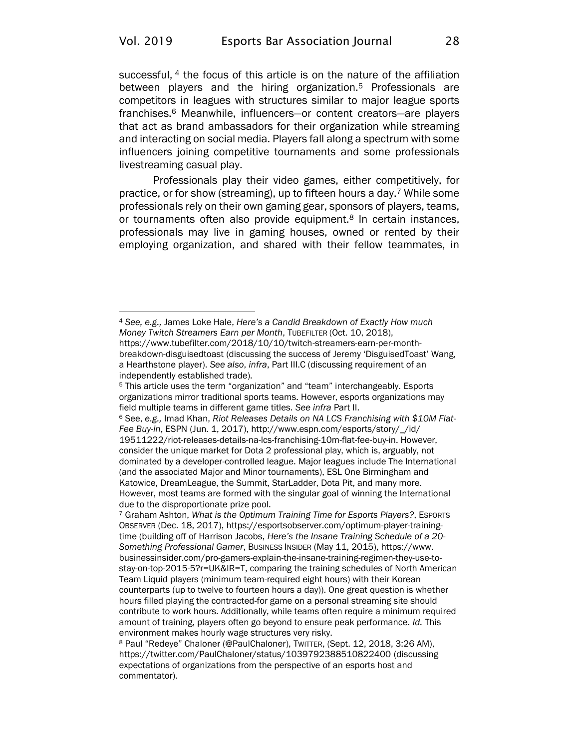successful, [4] the focus of this article is on the nature of the affiliation between players and the hiring organization.[5] Professionals are competitors in leagues with structures similar to major league sports franchises.[6] Meanwhile, influencers—or content creators—are players that act as brand ambassadors for their organization while streaming and interacting on social media. Players fall along a spectrum with some influencers joining competitive tournaments and some professionals livestreaming casual play.

Professionals play their video games, either competitively, for practice, or for show (streaming), up to fifteen hours a day.[7] While some professionals rely on their own gaming gear, sponsors of players, teams, or tournaments often also provide equipment.[8] In certain instances, professionals may live in gaming houses, owned or rented by their employing organization, and shared with their fellow teammates, in

---

[4] *See, e.g.,* James Loke Hale, *Here's a Candid Breakdown of Exactly How much Money Twitch Streamers Earn per Month*, TUBEFILTER (Oct. 10, 2018), https://www.tubefilter.com/2018/10/10/twitch-streamers-earn-per-month-breakdown-disguisedtoast (discussing the success of Jeremy 'DisguisedToast' Wang, a Hearthstone player). *See also*, *infra*, Part III.C (discussing requirement of an independently established trade).

[5] This article uses the term "organization" and "team" interchangeably. Esports organizations mirror traditional sports teams. However, esports organizations may field multiple teams in different game titles. *See infra* Part II.

[6] See, *e.g.,* Imad Khan, *Riot Releases Details on NA LCS Franchising with $10M Flat-Fee Buy-in*, ESPN (Jun. 1, 2017), http://www.espn.com/esports/story/_/id/19511222/riot-releases-details-na-lcs-franchising-10m-flat-fee-buy-in. However, consider the unique market for Dota 2 professional play, which is, arguably, not dominated by a developer-controlled league. Major leagues include The International (and the associated Major and Minor tournaments), ESL One Birmingham and Katowice, DreamLeague, the Summit, StarLadder, Dota Pit, and many more. However, most teams are formed with the singular goal of winning the International due to the disproportionate prize pool.

[7] Graham Ashton, *What is the Optimum Training Time for Esports Players?*, ESPORTS OBSERVER (Dec. 18, 2017), https://esportsobserver.com/optimum-player-training-time (building off of Harrison Jacobs, *Here's the Insane Training Schedule of a 20-Something Professional Gamer*, BUSINESS INSIDER (May 11, 2015), https://www.businessinsider.com/pro-gamers-explain-the-insane-training-regimen-they-use-to-stay-on-top-2015-5?r=UK&IR=T, comparing the training schedules of North American Team Liquid players (minimum team-required eight hours) with their Korean counterparts (up to twelve to fourteen hours a day)). One great question is whether hours filled playing the contracted-for game on a personal streaming site should contribute to work hours. Additionally, while teams often require a minimum required amount of training, players often go beyond to ensure peak performance. *Id.* This environment makes hourly wage structures very risky.

[8] Paul "Redeye" Chaloner (@PaulChaloner), TWITTER, (Sept. 12, 2018, 3:26 AM), https://twitter.com/PaulChaloner/status/1039792388510822400 (discussing expectations of organizations from the perspective of an esports host and commentator).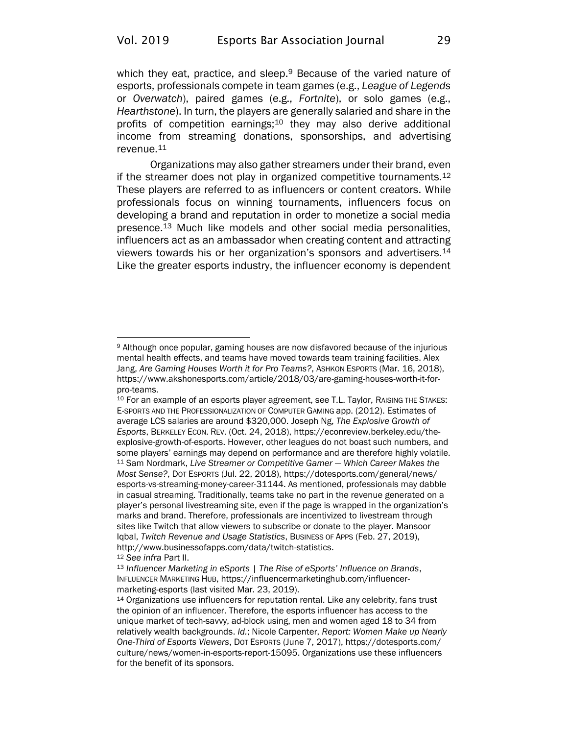which they eat, practice, and sleep.[9] Because of the varied nature of esports, professionals compete in team games (e.g., *League of Legends* or *Overwatch*), paired games (e.g., *Fortnite*), or solo games (e.g., *Hearthstone*). In turn, the players are generally salaried and share in the profits of competition earnings;[10] they may also derive additional income from streaming donations, sponsorships, and advertising revenue.[11]

Organizations may also gather streamers under their brand, even if the streamer does not play in organized competitive tournaments.[12] These players are referred to as influencers or content creators. While professionals focus on winning tournaments, influencers focus on developing a brand and reputation in order to monetize a social media presence.[13] Much like models and other social media personalities, influencers act as an ambassador when creating content and attracting viewers towards his or her organization's sponsors and advertisers.[14] Like the greater esports industry, the influencer economy is dependent

---

[9] Although once popular, gaming houses are now disfavored because of the injurious mental health effects, and teams have moved towards team training facilities. Alex Jang, *Are Gaming Houses Worth it for Pro Teams?*, ASHKON ESPORTS (Mar. 16, 2018), https://www.akshonesports.com/article/2018/03/are-gaming-houses-worth-it-for-pro-teams.

[10] For an example of an esports player agreement, see T.L. Taylor, RAISING THE STAKES: E-SPORTS AND THE PROFESSIONALIZATION OF COMPUTER GAMING app. (2012). Estimates of average LCS salaries are around $320,000. Joseph Ng, *The Explosive Growth of Esports*, BERKELEY ECON. REV. (Oct. 24, 2018), https://econreview.berkeley.edu/the-explosive-growth-of-esports. However, other leagues do not boast such numbers, and some players' earnings may depend on performance and are therefore highly volatile.

[11] Sam Nordmark, *Live Streamer or Competitive Gamer — Which Career Makes the Most Sense?*, DOT ESPORTS (Jul. 22, 2018), https://dotesports.com/general/news/esports-vs-streaming-money-career-31144. As mentioned, professionals may dabble in casual streaming. Traditionally, teams take no part in the revenue generated on a player's personal livestreaming site, even if the page is wrapped in the organization's marks and brand. Therefore, professionals are incentivized to livestream through sites like Twitch that allow viewers to subscribe or donate to the player. Mansoor Iqbal, *Twitch Revenue and Usage Statistics*, BUSINESS OF APPS (Feb. 27, 2019), http://www.businessofapps.com/data/twitch-statistics.

[12] *See infra* Part II.

[13] *Influencer Marketing in eSports | The Rise of eSports' Influence on Brands*, INFLUENCER MARKETING HUB, https://influencermarketinghub.com/influencer-marketing-esports (last visited Mar. 23, 2019).

[14] Organizations use influencers for reputation rental. Like any celebrity, fans trust the opinion of an influencer. Therefore, the esports influencer has access to the unique market of tech-savvy, ad-block using, men and women aged 18 to 34 from relatively wealth backgrounds. *Id.*; Nicole Carpenter, *Report: Women Make up Nearly One-Third of Esports Viewers*, DOT ESPORTS (June 7, 2017), https://dotesports.com/culture/news/women-in-esports-report-15095. Organizations use these influencers for the benefit of its sponsors.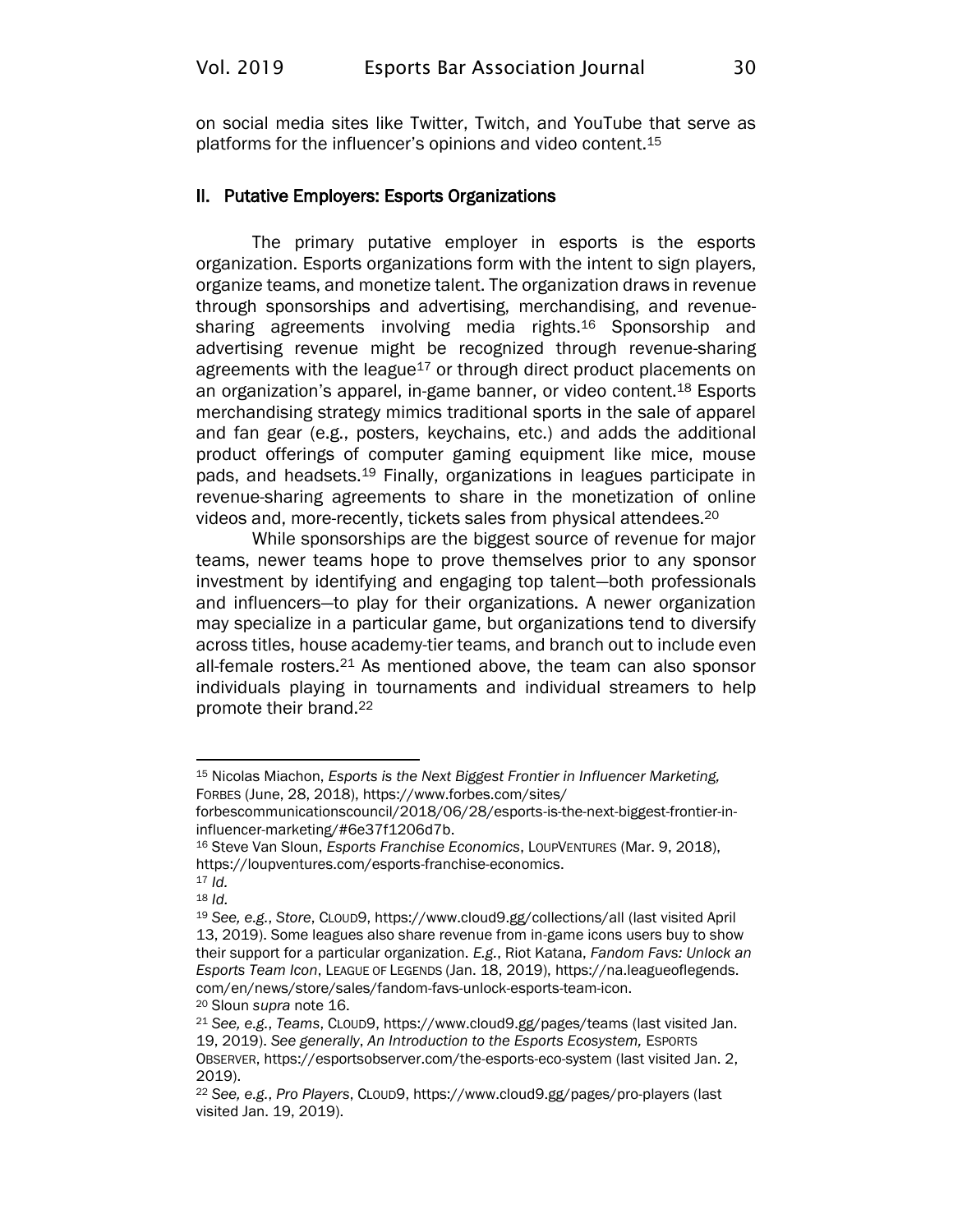on social media sites like Twitter, Twitch, and YouTube that serve as platforms for the influencer's opinions and video content.[15]

## II. Putative Employers: Esports Organizations

The primary putative employer in esports is the esports organization. Esports organizations form with the intent to sign players, organize teams, and monetize talent. The organization draws in revenue through sponsorships and advertising, merchandising, and revenue-sharing agreements involving media rights.[16] Sponsorship and advertising revenue might be recognized through revenue-sharing agreements with the league[17] or through direct product placements on an organization's apparel, in-game banner, or video content.[18] Esports merchandising strategy mimics traditional sports in the sale of apparel and fan gear (e.g., posters, keychains, etc.) and adds the additional product offerings of computer gaming equipment like mice, mouse pads, and headsets.[19] Finally, organizations in leagues participate in revenue-sharing agreements to share in the monetization of online videos and, more-recently, tickets sales from physical attendees.[20]

While sponsorships are the biggest source of revenue for major teams, newer teams hope to prove themselves prior to any sponsor investment by identifying and engaging top talent—both professionals and influencers—to play for their organizations. A newer organization may specialize in a particular game, but organizations tend to diversify across titles, house academy-tier teams, and branch out to include even all-female rosters.[21] As mentioned above, the team can also sponsor individuals playing in tournaments and individual streamers to help promote their brand.[22]

---

[15] Nicolas Miachon, *Esports is the Next Biggest Frontier in Influencer Marketing,* FORBES (June, 28, 2018), https://www.forbes.com/sites/forbescommunicationscouncil/2018/06/28/esports-is-the-next-biggest-frontier-in-influencer-marketing/#6e37f1206d7b.

[16] Steve Van Sloun, *Esports Franchise Economics*, LOUPVENTURES (Mar. 9, 2018), https://loupventures.com/esports-franchise-economics.

[17] *Id.*

[18] *Id.*

[19] *See, e.g.*, *Store*, CLOUD9, https://www.cloud9.gg/collections/all (last visited April 13, 2019). Some leagues also share revenue from in-game icons users buy to show their support for a particular organization. *E.g.*, Riot Katana, *Fandom Favs: Unlock an Esports Team Icon*, LEAGUE OF LEGENDS (Jan. 18, 2019), https://na.leagueoflegends.com/en/news/store/sales/fandom-favs-unlock-esports-team-icon.

[20] Sloun *supra* note 16.

[21] *See, e.g.*, *Teams*, CLOUD9, https://www.cloud9.gg/pages/teams (last visited Jan. 19, 2019). *See generally*, *An Introduction to the Esports Ecosystem,* ESPORTS OBSERVER, https://esportsobserver.com/the-esports-eco-system (last visited Jan. 2, 2019).

[22] *See, e.g.*, *Pro Players*, CLOUD9, https://www.cloud9.gg/pages/pro-players (last visited Jan. 19, 2019).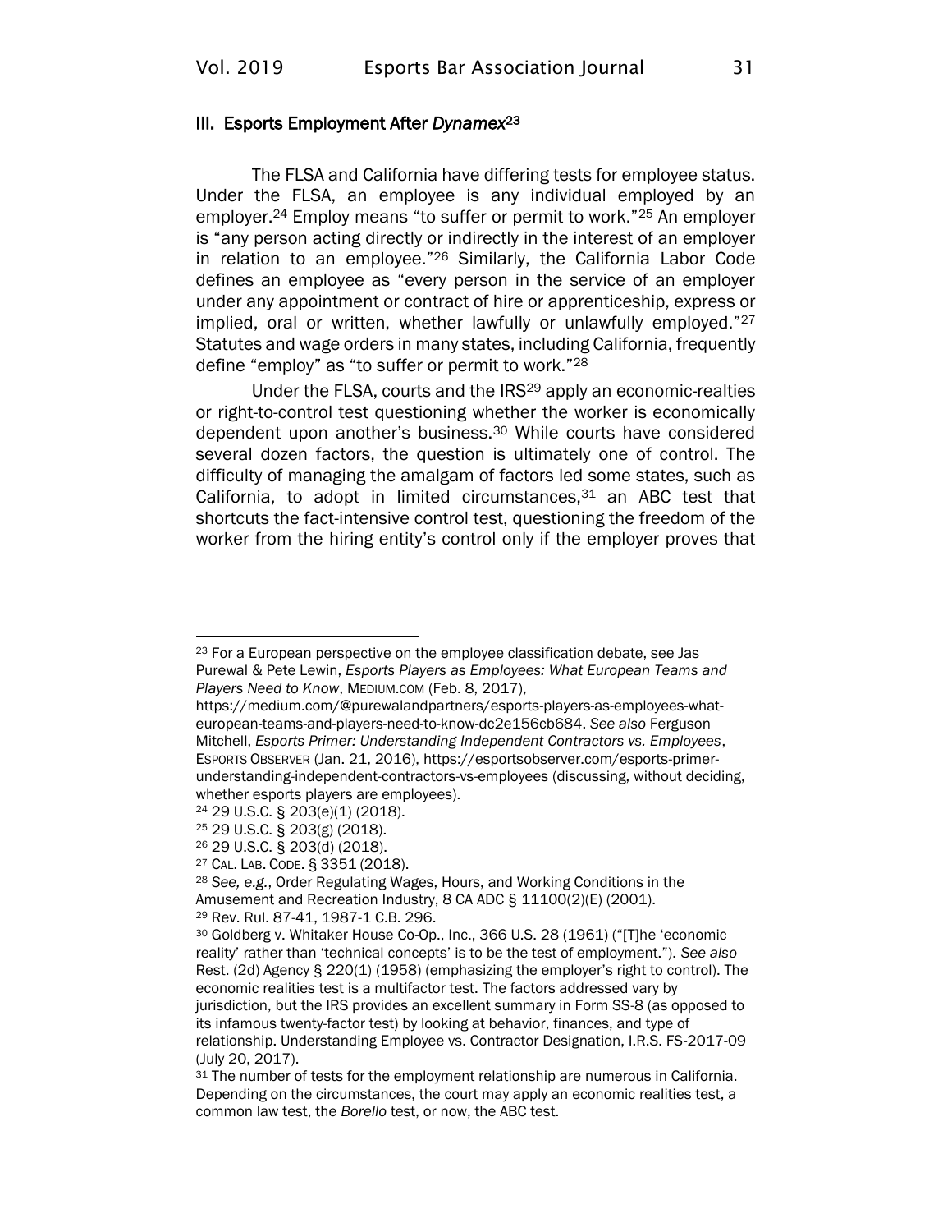### III. Esports Employment After *Dynamex*[23]

The FLSA and California have differing tests for employee status. Under the FLSA, an employee is any individual employed by an employer.[24] Employ means "to suffer or permit to work."[25] An employer is "any person acting directly or indirectly in the interest of an employer in relation to an employee."[26] Similarly, the California Labor Code defines an employee as "every person in the service of an employer under any appointment or contract of hire or apprenticeship, express or implied, oral or written, whether lawfully or unlawfully employed."[27] Statutes and wage orders in many states, including California, frequently define "employ" as "to suffer or permit to work."[28]

Under the FLSA, courts and the IRS[29] apply an economic-realties or right-to-control test questioning whether the worker is economically dependent upon another's business.[30] While courts have considered several dozen factors, the question is ultimately one of control. The difficulty of managing the amalgam of factors led some states, such as California, to adopt in limited circumstances,[31] an ABC test that shortcuts the fact-intensive control test, questioning the freedom of the worker from the hiring entity's control only if the employer proves that

---

[23] For a European perspective on the employee classification debate, see Jas Purewal & Pete Lewin, *Esports Players as Employees: What European Teams and Players Need to Know*, MEDIUM.COM (Feb. 8, 2017), https://medium.com/@purewalandpartners/esports-players-as-employees-what-european-teams-and-players-need-to-know-dc2e156cb684. *See also* Ferguson Mitchell, *Esports Primer: Understanding Independent Contractors vs. Employees*, ESPORTS OBSERVER (Jan. 21, 2016), https://esportsobserver.com/esports-primer-understanding-independent-contractors-vs-employees (discussing, without deciding, whether esports players are employees).

[24] 29 U.S.C. § 203(e)(1) (2018).

[25] 29 U.S.C. § 203(g) (2018).

[26] 29 U.S.C. § 203(d) (2018).

[27] CAL. LAB. CODE. § 3351 (2018).

[28] *See, e.g.*, Order Regulating Wages, Hours, and Working Conditions in the Amusement and Recreation Industry, 8 CA ADC § 11100(2)(E) (2001).

[29] Rev. Rul. 87-41, 1987-1 C.B. 296.

[30] Goldberg v. Whitaker House Co-Op., Inc., 366 U.S. 28 (1961) ("[T]he 'economic reality' rather than 'technical concepts' is to be the test of employment."). *See also* Rest. (2d) Agency § 220(1) (1958) (emphasizing the employer's right to control). The economic realities test is a multifactor test. The factors addressed vary by jurisdiction, but the IRS provides an excellent summary in Form SS-8 (as opposed to its infamous twenty-factor test) by looking at behavior, finances, and type of relationship. Understanding Employee vs. Contractor Designation, I.R.S. FS-2017-09 (July 20, 2017).

[31] The number of tests for the employment relationship are numerous in California. Depending on the circumstances, the court may apply an economic realities test, a common law test, the *Borello* test, or now, the ABC test.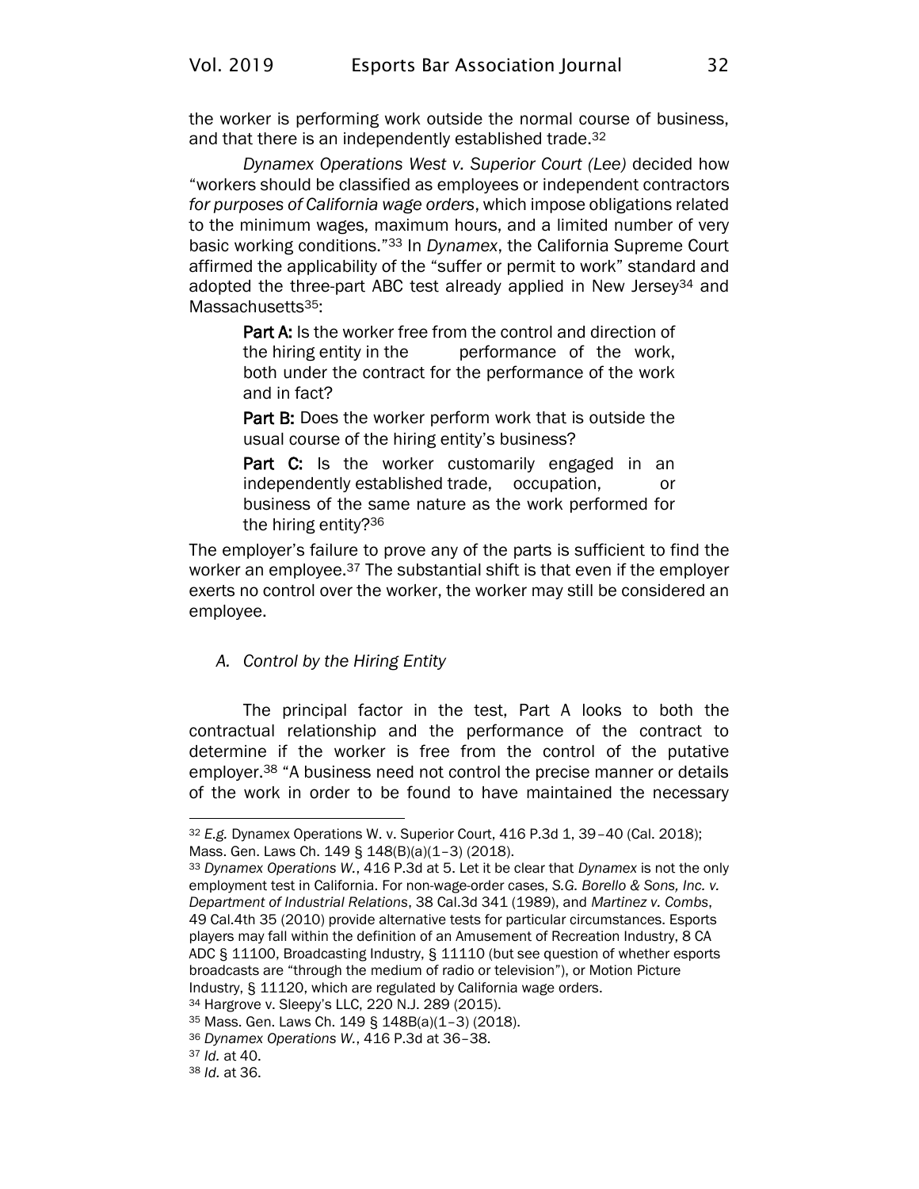the worker is performing work outside the normal course of business, and that there is an independently established trade.[32]

*Dynamex Operations West v. Superior Court (Lee)* decided how "workers should be classified as employees or independent contractors *for purposes of California wage orders*, which impose obligations related to the minimum wages, maximum hours, and a limited number of very basic working conditions."[33] In *Dynamex*, the California Supreme Court affirmed the applicability of the "suffer or permit to work" standard and adopted the three-part ABC test already applied in New Jersey[34] and Massachusetts[35]:

> **Part A:** Is the worker free from the control and direction of the hiring entity in the performance of the work, both under the contract for the performance of the work and in fact?
>
> **Part B:** Does the worker perform work that is outside the usual course of the hiring entity's business?
>
> **Part C:** Is the worker customarily engaged in an independently established trade, occupation, or business of the same nature as the work performed for the hiring entity?[36]

The employer's failure to prove any of the parts is sufficient to find the worker an employee.[37] The substantial shift is that even if the employer exerts no control over the worker, the worker may still be considered an employee.

### *A. Control by the Hiring Entity*

The principal factor in the test, Part A looks to both the contractual relationship and the performance of the contract to determine if the worker is free from the control of the putative employer.[38] "A business need not control the precise manner or details of the work in order to be found to have maintained the necessary

---

[32] *E.g.* Dynamex Operations W. v. Superior Court, 416 P.3d 1, 39–40 (Cal. 2018); Mass. Gen. Laws Ch. 149 § 148(B)(a)(1–3) (2018).

[33] *Dynamex Operations W.*, 416 P.3d at 5. Let it be clear that *Dynamex* is not the only employment test in California. For non-wage-order cases, *S.G. Borello & Sons, Inc. v. Department of Industrial Relations*, 38 Cal.3d 341 (1989), and *Martinez v. Combs*, 49 Cal.4th 35 (2010) provide alternative tests for particular circumstances. Esports players may fall within the definition of an Amusement of Recreation Industry, 8 CA ADC § 11100, Broadcasting Industry, § 11110 (but see question of whether esports broadcasts are "through the medium of radio or television"), or Motion Picture Industry, § 11120, which are regulated by California wage orders.

[34] Hargrove v. Sleepy's LLC, 220 N.J. 289 (2015).

[35] Mass. Gen. Laws Ch. 149 § 148B(a)(1–3) (2018).

[36] *Dynamex Operations W.*, 416 P.3d at 36–38.

[37] *Id.* at 40.

[38] *Id.* at 36.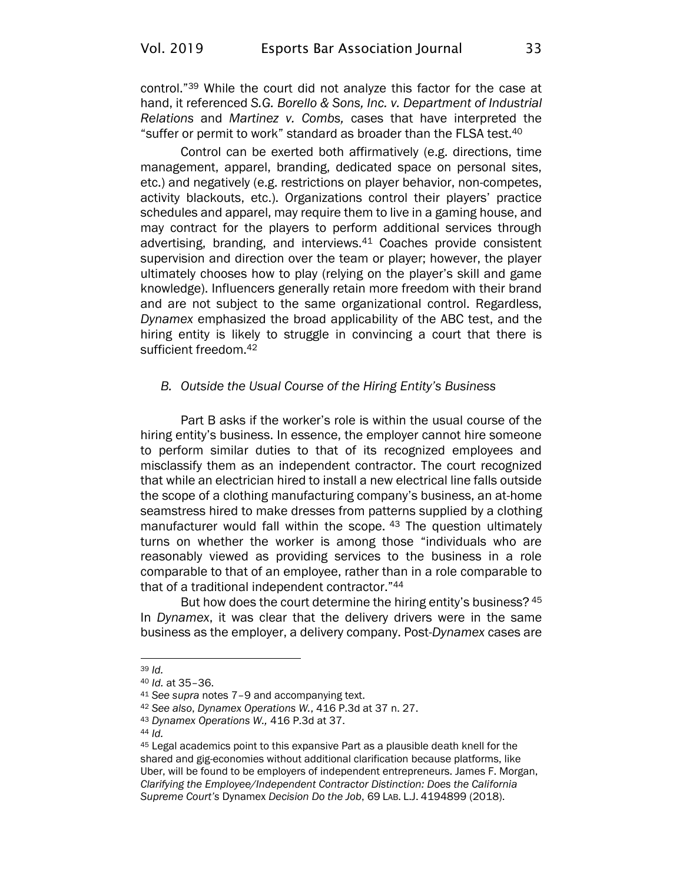control."[39] While the court did not analyze this factor for the case at hand, it referenced *S.G. Borello & Sons, Inc. v. Department of Industrial Relations* and *Martinez v. Combs,* cases that have interpreted the "suffer or permit to work" standard as broader than the FLSA test.[40]

Control can be exerted both affirmatively (e.g. directions, time management, apparel, branding, dedicated space on personal sites, etc.) and negatively (e.g. restrictions on player behavior, non-competes, activity blackouts, etc.). Organizations control their players' practice schedules and apparel, may require them to live in a gaming house, and may contract for the players to perform additional services through advertising, branding, and interviews.[41] Coaches provide consistent supervision and direction over the team or player; however, the player ultimately chooses how to play (relying on the player's skill and game knowledge). Influencers generally retain more freedom with their brand and are not subject to the same organizational control. Regardless, *Dynamex* emphasized the broad applicability of the ABC test, and the hiring entity is likely to struggle in convincing a court that there is sufficient freedom.[42]

### *B. Outside the Usual Course of the Hiring Entity's Business*

Part B asks if the worker's role is within the usual course of the hiring entity's business. In essence, the employer cannot hire someone to perform similar duties to that of its recognized employees and misclassify them as an independent contractor. The court recognized that while an electrician hired to install a new electrical line falls outside the scope of a clothing manufacturing company's business, an at-home seamstress hired to make dresses from patterns supplied by a clothing manufacturer would fall within the scope.[43] The question ultimately turns on whether the worker is among those "individuals who are reasonably viewed as providing services to the business in a role comparable to that of an employee, rather than in a role comparable to that of a traditional independent contractor."[44]

But how does the court determine the hiring entity's business?[45] In *Dynamex*, it was clear that the delivery drivers were in the same business as the employer, a delivery company. Post-*Dynamex* cases are

---

[39] *Id.*

[40] *Id.* at 35–36.

[41] *See supra* notes 7–9 and accompanying text.

[42] *See also*, *Dynamex Operations W.*, 416 P.3d at 37 n. 27.

[43] *Dynamex Operations W.,* 416 P.3d at 37.

[44] *Id.*

[45] Legal academics point to this expansive Part as a plausible death knell for the shared and gig-economies without additional clarification because platforms, like Uber, will be found to be employers of independent entrepreneurs. James F. Morgan, *Clarifying the Employee/Independent Contractor Distinction: Does the California Supreme Court's* Dynamex *Decision Do the Job*, 69 LAB. L.J. 4194899 (2018).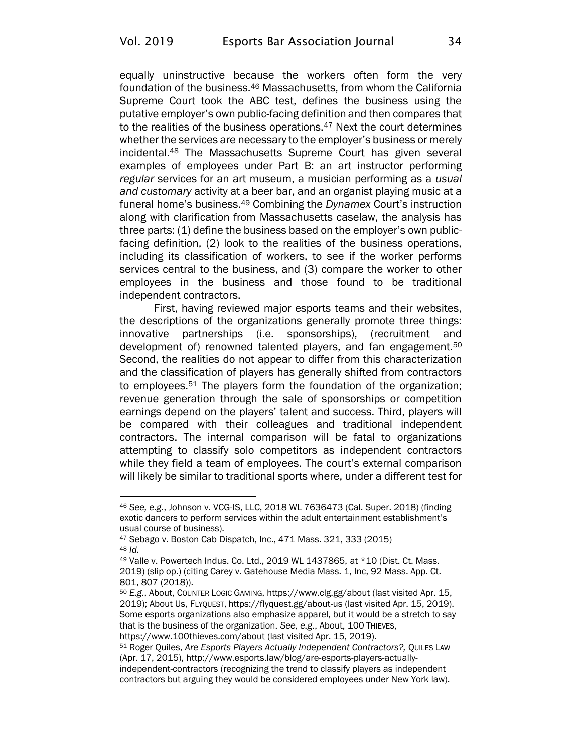equally uninstructive because the workers often form the very foundation of the business.[46] Massachusetts, from whom the California Supreme Court took the ABC test, defines the business using the putative employer's own public-facing definition and then compares that to the realities of the business operations.[47] Next the court determines whether the services are necessary to the employer's business or merely incidental.[48] The Massachusetts Supreme Court has given several examples of employees under Part B: an art instructor performing *regular* services for an art museum, a musician performing as a *usual and customary* activity at a beer bar, and an organist playing music at a funeral home's business.[49] Combining the *Dynamex* Court's instruction along with clarification from Massachusetts caselaw, the analysis has three parts: (1) define the business based on the employer's own public-facing definition, (2) look to the realities of the business operations, including its classification of workers, to see if the worker performs services central to the business, and (3) compare the worker to other employees in the business and those found to be traditional independent contractors.

First, having reviewed major esports teams and their websites, the descriptions of the organizations generally promote three things: innovative partnerships (i.e. sponsorships), (recruitment and development of) renowned talented players, and fan engagement.[50] Second, the realities do not appear to differ from this characterization and the classification of players has generally shifted from contractors to employees.[51] The players form the foundation of the organization; revenue generation through the sale of sponsorships or competition earnings depend on the players' talent and success. Third, players will be compared with their colleagues and traditional independent contractors. The internal comparison will be fatal to organizations attempting to classify solo competitors as independent contractors while they field a team of employees. The court's external comparison will likely be similar to traditional sports where, under a different test for

---

[46] *See, e.g.*, Johnson v. VCG-IS, LLC, 2018 WL 7636473 (Cal. Super. 2018) (finding exotic dancers to perform services within the adult entertainment establishment's usual course of business).

[47] Sebago v. Boston Cab Dispatch, Inc., 471 Mass. 321, 333 (2015)

[48] *Id.*

[49] Valle v. Powertech Indus. Co. Ltd., 2019 WL 1437865, at *10 (Dist. Ct. Mass. 2019) (slip op.) (citing Carey v. Gatehouse Media Mass. 1, Inc, 92 Mass. App. Ct. 801, 807 (2018)).

[50] *E.g.*, About, COUNTER LOGIC GAMING, https://www.clg.gg/about (last visited Apr. 15, 2019); About Us, FLYQUEST, https://flyquest.gg/about-us (last visited Apr. 15, 2019). Some esports organizations also emphasize apparel, but it would be a stretch to say that is the business of the organization. *See, e.g.*, About, 100 THIEVES, https://www.100thieves.com/about (last visited Apr. 15, 2019).

[51] Roger Quiles, *Are Esports Players Actually Independent Contractors?,* QUILES LAW (Apr. 17, 2015), http://www.esports.law/blog/are-esports-players-actually-independent-contractors (recognizing the trend to classify players as independent contractors but arguing they would be considered employees under New York law).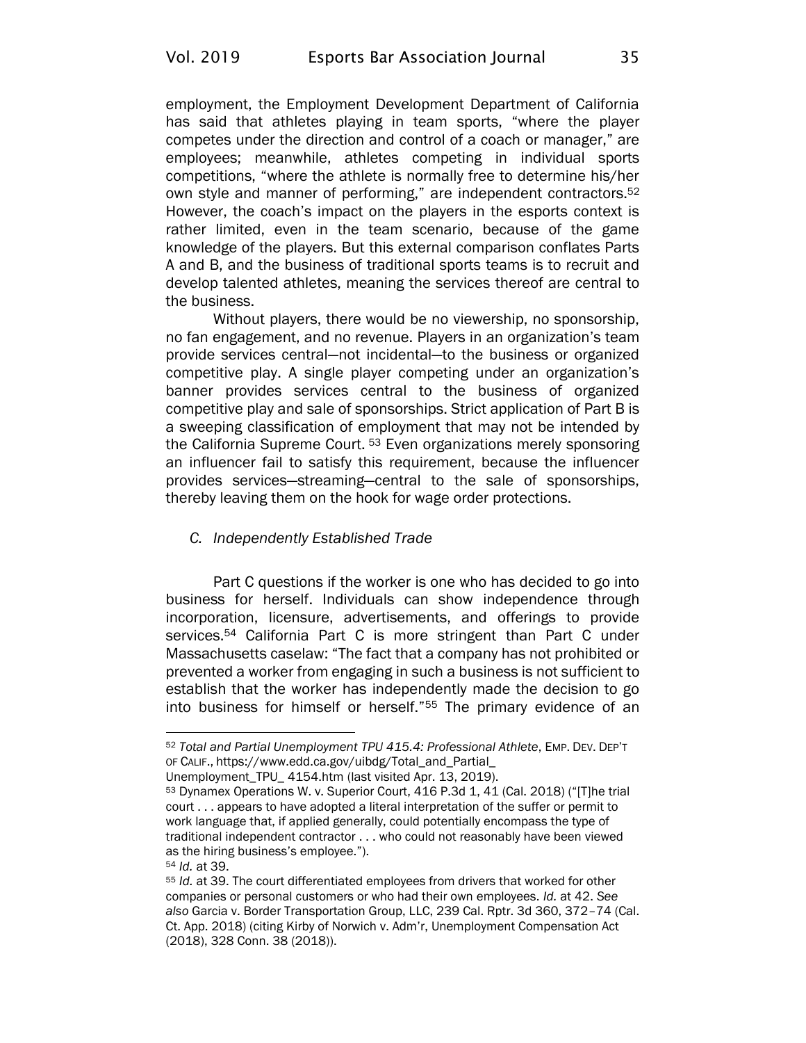employment, the Employment Development Department of California has said that athletes playing in team sports, "where the player competes under the direction and control of a coach or manager," are employees; meanwhile, athletes competing in individual sports competitions, "where the athlete is normally free to determine his/her own style and manner of performing," are independent contractors.[52] However, the coach's impact on the players in the esports context is rather limited, even in the team scenario, because of the game knowledge of the players. But this external comparison conflates Parts A and B, and the business of traditional sports teams is to recruit and develop talented athletes, meaning the services thereof are central to the business.

Without players, there would be no viewership, no sponsorship, no fan engagement, and no revenue. Players in an organization's team provide services central—not incidental—to the business or organized competitive play. A single player competing under an organization's banner provides services central to the business of organized competitive play and sale of sponsorships. Strict application of Part B is a sweeping classification of employment that may not be intended by the California Supreme Court.[53] Even organizations merely sponsoring an influencer fail to satisfy this requirement, because the influencer provides services—streaming—central to the sale of sponsorships, thereby leaving them on the hook for wage order protections.

### *C. Independently Established Trade*

Part C questions if the worker is one who has decided to go into business for herself. Individuals can show independence through incorporation, licensure, advertisements, and offerings to provide services.[54] California Part C is more stringent than Part C under Massachusetts caselaw: "The fact that a company has not prohibited or prevented a worker from engaging in such a business is not sufficient to establish that the worker has independently made the decision to go into business for himself or herself."[55] The primary evidence of an

---

[52] *Total and Partial Unemployment TPU 415.4: Professional Athlete*, EMP. DEV. DEP'T OF CALIF., https://www.edd.ca.gov/uibdg/Total_and_Partial_Unemployment_TPU_ 4154.htm (last visited Apr. 13, 2019).

[53] Dynamex Operations W. v. Superior Court, 416 P.3d 1, 41 (Cal. 2018) ("[T]he trial court . . . appears to have adopted a literal interpretation of the suffer or permit to work language that, if applied generally, could potentially encompass the type of traditional independent contractor . . . who could not reasonably have been viewed as the hiring business's employee.").

[54] *Id.* at 39.

[55] *Id.* at 39. The court differentiated employees from drivers that worked for other companies or personal customers or who had their own employees. *Id.* at 42. *See also* Garcia v. Border Transportation Group, LLC, 239 Cal. Rptr. 3d 360, 372–74 (Cal. Ct. App. 2018) (citing Kirby of Norwich v. Adm'r, Unemployment Compensation Act (2018), 328 Conn. 38 (2018)).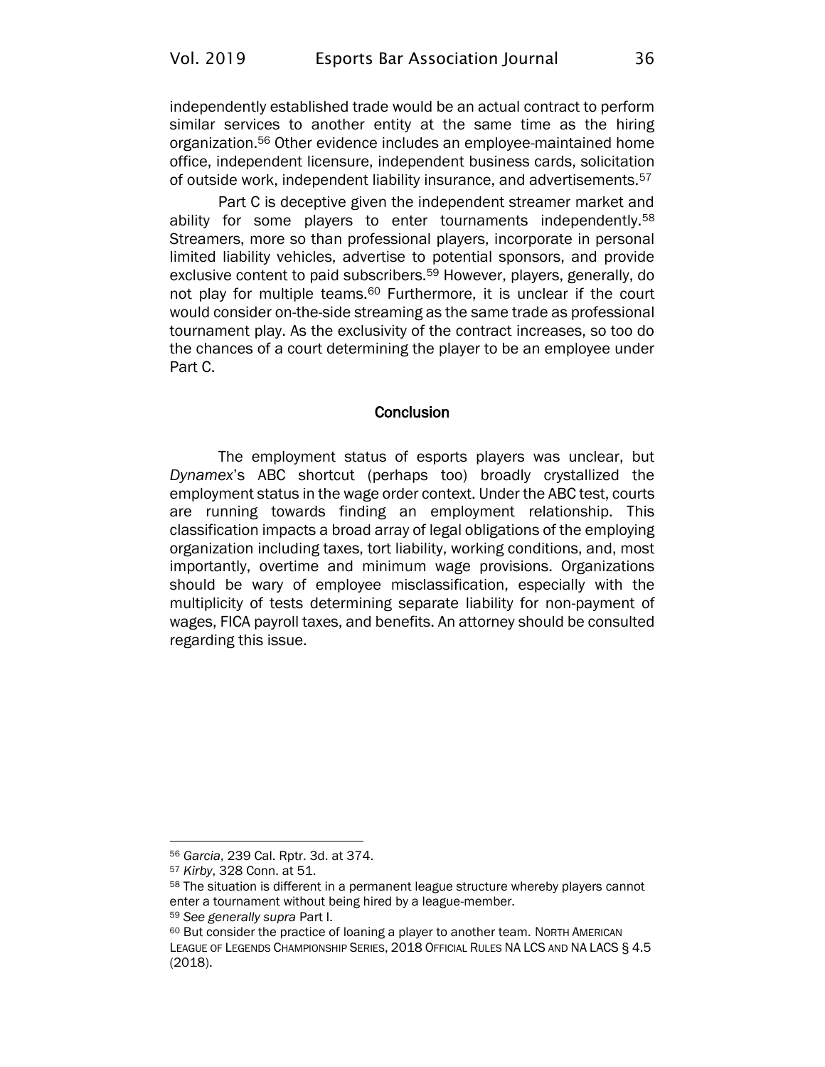independently established trade would be an actual contract to perform similar services to another entity at the same time as the hiring organization.[56] Other evidence includes an employee-maintained home office, independent licensure, independent business cards, solicitation of outside work, independent liability insurance, and advertisements.[57]

Part C is deceptive given the independent streamer market and ability for some players to enter tournaments independently.[58] Streamers, more so than professional players, incorporate in personal limited liability vehicles, advertise to potential sponsors, and provide exclusive content to paid subscribers.[59] However, players, generally, do not play for multiple teams.[60] Furthermore, it is unclear if the court would consider on-the-side streaming as the same trade as professional tournament play. As the exclusivity of the contract increases, so too do the chances of a court determining the player to be an employee under Part C.

## Conclusion

The employment status of esports players was unclear, but *Dynamex*'s ABC shortcut (perhaps too) broadly crystallized the employment status in the wage order context. Under the ABC test, courts are running towards finding an employment relationship. This classification impacts a broad array of legal obligations of the employing organization including taxes, tort liability, working conditions, and, most importantly, overtime and minimum wage provisions. Organizations should be wary of employee misclassification, especially with the multiplicity of tests determining separate liability for non-payment of wages, FICA payroll taxes, and benefits. An attorney should be consulted regarding this issue.

---

[56] *Garcia*, 239 Cal. Rptr. 3d. at 374.

[57] *Kirby*, 328 Conn. at 51.

[58] The situation is different in a permanent league structure whereby players cannot enter a tournament without being hired by a league-member.

[59] *See generally supra* Part I.

[60] But consider the practice of loaning a player to another team. NORTH AMERICAN LEAGUE OF LEGENDS CHAMPIONSHIP SERIES, 2018 OFFICIAL RULES NA LCS AND NA LACS § 4.5 (2018).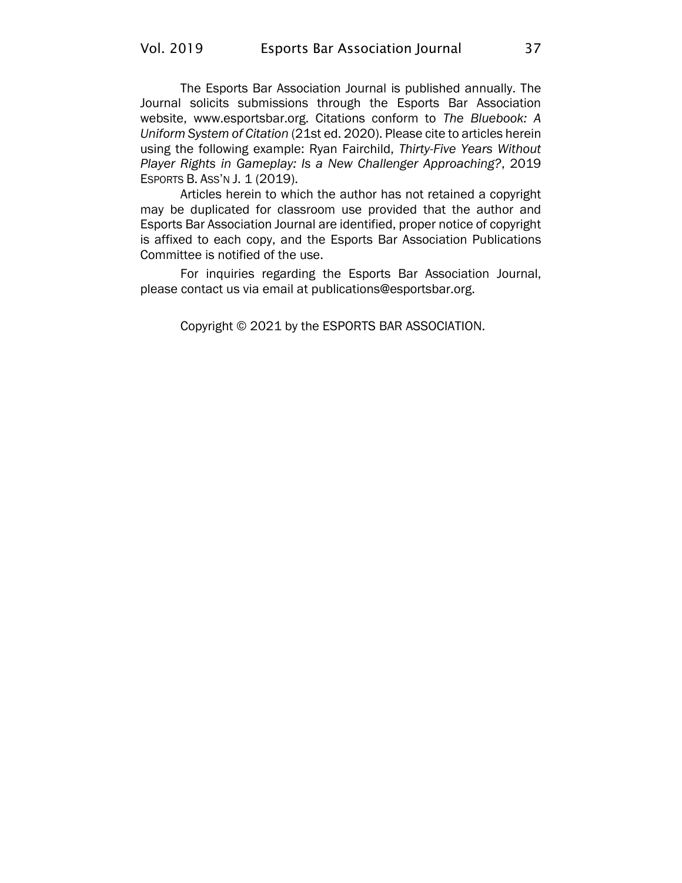The Esports Bar Association Journal is published annually. The Journal solicits submissions through the Esports Bar Association website, www.esportsbar.org. Citations conform to *The Bluebook: A Uniform System of Citation* (21st ed. 2020). Please cite to articles herein using the following example: Ryan Fairchild, *Thirty-Five Years Without Player Rights in Gameplay: Is a New Challenger Approaching?*, 2019 ESPORTS B. ASS'N J. 1 (2019).

Articles herein to which the author has not retained a copyright may be duplicated for classroom use provided that the author and Esports Bar Association Journal are identified, proper notice of copyright is affixed to each copy, and the Esports Bar Association Publications Committee is notified of the use.

For inquiries regarding the Esports Bar Association Journal, please contact us via email at publications@esportsbar.org.

Copyright © 2021 by the ESPORTS BAR ASSOCIATION.